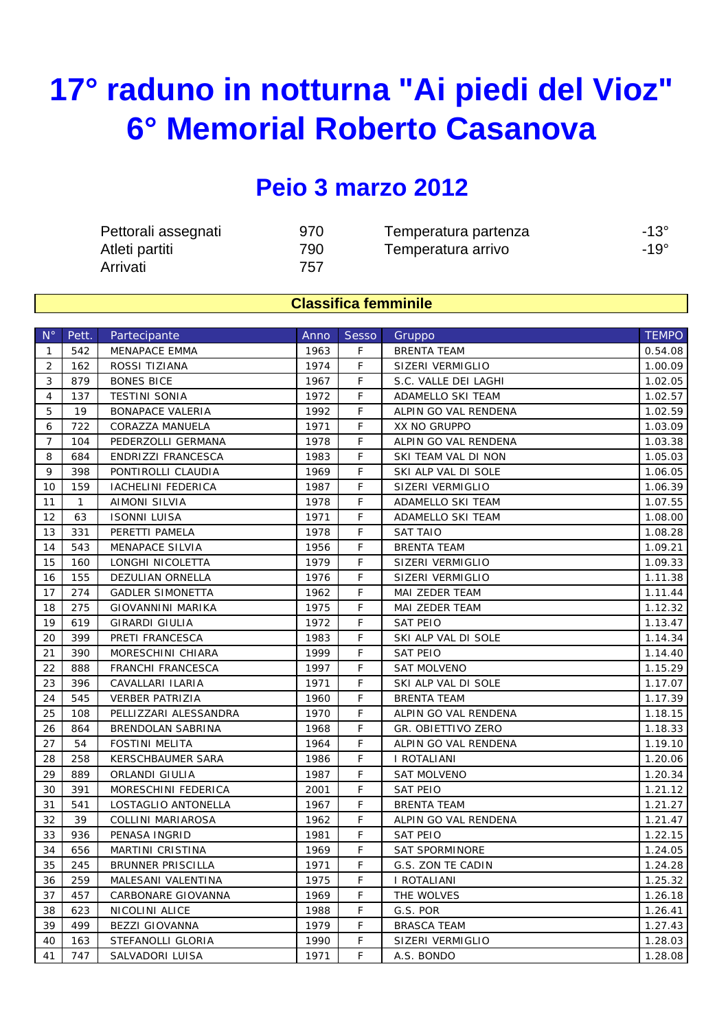# 17° raduno in notturna "Ai piedi del Vioz"
# 6° Memorial Roberto Casanova

## Peio 3 marzo 2012

| | | | |
|---|---|---|---|
| Pettorali assegnati | 970 | Temperatura partenza | -13° |
| Atleti partiti | 790 | Temperatura arrivo | -19° |
| Arrivati | 757 | | |

**Classifica femminile**

| N° | Pett. | Partecipante | Anno | Sesso | Gruppo | TEMPO |
|---|---|---|---|---|---|---|
| 1 | 542 | MENAPACE EMMA | 1963 | F | BRENTA TEAM | 0.54.08 |
| 2 | 162 | ROSSI TIZIANA | 1974 | F | SIZERI VERMIGLIO | 1.00.09 |
| 3 | 879 | BONES BICE | 1967 | F | S.C. VALLE DEI LAGHI | 1.02.05 |
| 4 | 137 | TESTINI SONIA | 1972 | F | ADAMELLO SKI TEAM | 1.02.57 |
| 5 | 19 | BONAPACE VALERIA | 1992 | F | ALPIN GO VAL RENDENA | 1.02.59 |
| 6 | 722 | CORAZZA MANUELA | 1971 | F | XX NO GRUPPO | 1.03.09 |
| 7 | 104 | PEDERZOLLI GERMANA | 1978 | F | ALPIN GO VAL RENDENA | 1.03.38 |
| 8 | 684 | ENDRIZZI FRANCESCA | 1983 | F | SKI TEAM VAL DI NON | 1.05.03 |
| 9 | 398 | PONTIROLLI CLAUDIA | 1969 | F | SKI ALP VAL DI SOLE | 1.06.05 |
| 10 | 159 | IACHELINI FEDERICA | 1987 | F | SIZERI VERMIGLIO | 1.06.39 |
| 11 | 1 | AIMONI SILVIA | 1978 | F | ADAMELLO SKI TEAM | 1.07.55 |
| 12 | 63 | ISONNI LUISA | 1971 | F | ADAMELLO SKI TEAM | 1.08.00 |
| 13 | 331 | PERETTI PAMELA | 1978 | F | SAT TAIO | 1.08.28 |
| 14 | 543 | MENAPACE SILVIA | 1956 | F | BRENTA TEAM | 1.09.21 |
| 15 | 160 | LONGHI NICOLETTA | 1979 | F | SIZERI VERMIGLIO | 1.09.33 |
| 16 | 155 | DEZULIAN ORNELLA | 1976 | F | SIZERI VERMIGLIO | 1.11.38 |
| 17 | 274 | GADLER SIMONETTA | 1962 | F | MAI ZEDER TEAM | 1.11.44 |
| 18 | 275 | GIOVANNINI MARIKA | 1975 | F | MAI ZEDER TEAM | 1.12.32 |
| 19 | 619 | GIRARDI GIULIA | 1972 | F | SAT PEIO | 1.13.47 |
| 20 | 399 | PRETI FRANCESCA | 1983 | F | SKI ALP VAL DI SOLE | 1.14.34 |
| 21 | 390 | MORESCHINI CHIARA | 1999 | F | SAT PEIO | 1.14.40 |
| 22 | 888 | FRANCHI FRANCESCA | 1997 | F | SAT MOLVENO | 1.15.29 |
| 23 | 396 | CAVALLARI ILARIA | 1971 | F | SKI ALP VAL DI SOLE | 1.17.07 |
| 24 | 545 | VERBER PATRIZIA | 1960 | F | BRENTA TEAM | 1.17.39 |
| 25 | 108 | PELLIZZARI ALESSANDRA | 1970 | F | ALPIN GO VAL RENDENA | 1.18.15 |
| 26 | 864 | BRENDOLAN SABRINA | 1968 | F | GR. OBIETTIVO ZERO | 1.18.33 |
| 27 | 54 | FOSTINI MELITA | 1964 | F | ALPIN GO VAL RENDENA | 1.19.10 |
| 28 | 258 | KERSCHBAUMER SARA | 1986 | F | I ROTALIANI | 1.20.06 |
| 29 | 889 | ORLANDI GIULIA | 1987 | F | SAT MOLVENO | 1.20.34 |
| 30 | 391 | MORESCHINI FEDERICA | 2001 | F | SAT PEIO | 1.21.12 |
| 31 | 541 | LOSTAGLIO ANTONELLA | 1967 | F | BRENTA TEAM | 1.21.27 |
| 32 | 39 | COLLINI MARIAROSA | 1962 | F | ALPIN GO VAL RENDENA | 1.21.47 |
| 33 | 936 | PENASA INGRID | 1981 | F | SAT PEIO | 1.22.15 |
| 34 | 656 | MARTINI CRISTINA | 1969 | F | SAT SPORMINORE | 1.24.05 |
| 35 | 245 | BRUNNER PRISCILLA | 1971 | F | G.S. ZON TE CADIN | 1.24.28 |
| 36 | 259 | MALESANI VALENTINA | 1975 | F | I ROTALIANI | 1.25.32 |
| 37 | 457 | CARBONARE GIOVANNA | 1969 | F | THE WOLVES | 1.26.18 |
| 38 | 623 | NICOLINI ALICE | 1988 | F | G.S. POR | 1.26.41 |
| 39 | 499 | BEZZI GIOVANNA | 1979 | F | BRASCA TEAM | 1.27.43 |
| 40 | 163 | STEFANOLLI GLORIA | 1990 | F | SIZERI VERMIGLIO | 1.28.03 |
| 41 | 747 | SALVADORI LUISA | 1971 | F | A.S. BONDO | 1.28.08 |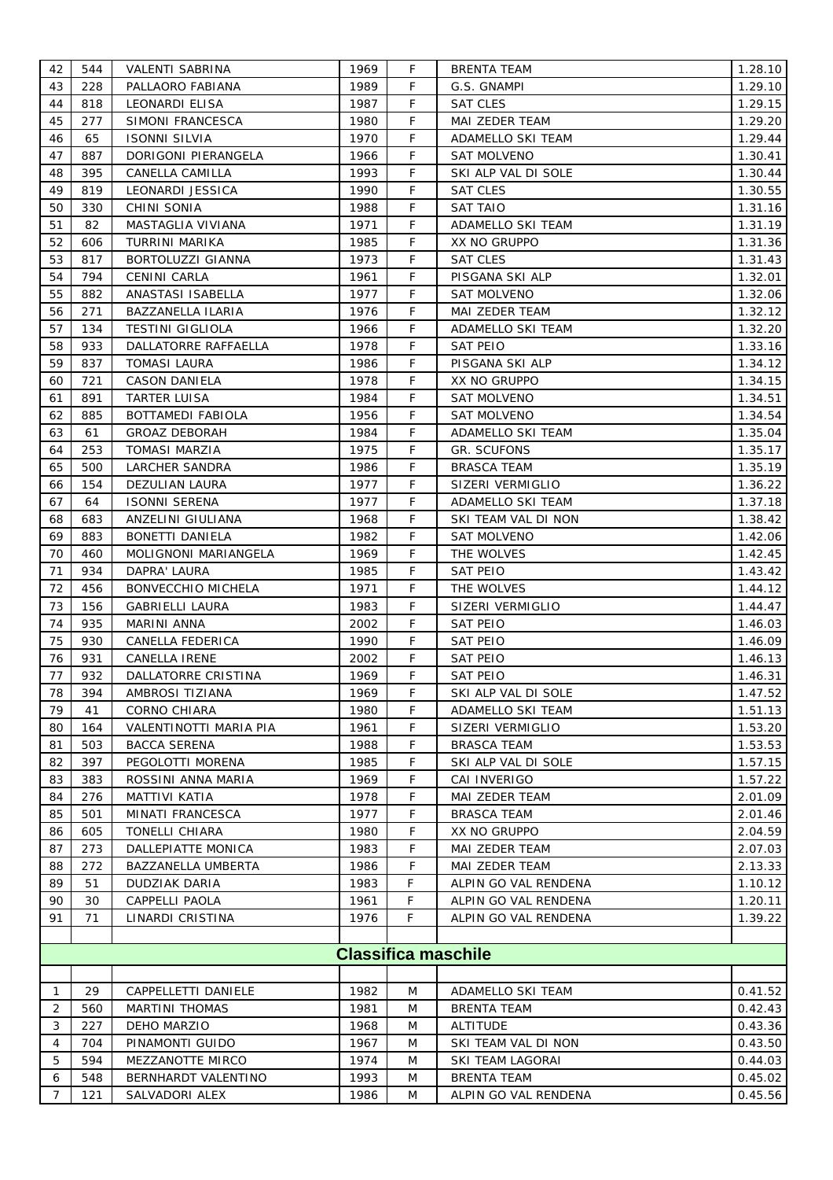| 42 | 544 | VALENTI SABRINA | 1969 | F | BRENTA TEAM | 1.28.10 |
|---|---|---|---|---|---|---|
| 43 | 228 | PALLAORO FABIANA | 1989 | F | G.S. GNAMPI | 1.29.10 |
| 44 | 818 | LEONARDI ELISA | 1987 | F | SAT CLES | 1.29.15 |
| 45 | 277 | SIMONI FRANCESCA | 1980 | F | MAI ZEDER TEAM | 1.29.20 |
| 46 | 65 | ISONNI SILVIA | 1970 | F | ADAMELLO SKI TEAM | 1.29.44 |
| 47 | 887 | DORIGONI PIERANGELA | 1966 | F | SAT MOLVENO | 1.30.41 |
| 48 | 395 | CANELLA CAMILLA | 1993 | F | SKI ALP VAL DI SOLE | 1.30.44 |
| 49 | 819 | LEONARDI JESSICA | 1990 | F | SAT CLES | 1.30.55 |
| 50 | 330 | CHINI SONIA | 1988 | F | SAT TAIO | 1.31.16 |
| 51 | 82 | MASTAGLIA VIVIANA | 1971 | F | ADAMELLO SKI TEAM | 1.31.19 |
| 52 | 606 | TURRINI MARIKA | 1985 | F | XX NO GRUPPO | 1.31.36 |
| 53 | 817 | BORTOLUZZI GIANNA | 1973 | F | SAT CLES | 1.31.43 |
| 54 | 794 | CENINI CARLA | 1961 | F | PISGANA SKI ALP | 1.32.01 |
| 55 | 882 | ANASTASI ISABELLA | 1977 | F | SAT MOLVENO | 1.32.06 |
| 56 | 271 | BAZZANELLA ILARIA | 1976 | F | MAI ZEDER TEAM | 1.32.12 |
| 57 | 134 | TESTINI GIGLIOLA | 1966 | F | ADAMELLO SKI TEAM | 1.32.20 |
| 58 | 933 | DALLATORRE RAFFAELLA | 1978 | F | SAT PEIO | 1.33.16 |
| 59 | 837 | TOMASI LAURA | 1986 | F | PISGANA SKI ALP | 1.34.12 |
| 60 | 721 | CASON DANIELA | 1978 | F | XX NO GRUPPO | 1.34.15 |
| 61 | 891 | TARTER LUISA | 1984 | F | SAT MOLVENO | 1.34.51 |
| 62 | 885 | BOTTAMEDI FABIOLA | 1956 | F | SAT MOLVENO | 1.34.54 |
| 63 | 61 | GROAZ DEBORAH | 1984 | F | ADAMELLO SKI TEAM | 1.35.04 |
| 64 | 253 | TOMASI MARZIA | 1975 | F | GR. SCUFONS | 1.35.17 |
| 65 | 500 | LARCHER SANDRA | 1986 | F | BRASCA TEAM | 1.35.19 |
| 66 | 154 | DEZULIAN LAURA | 1977 | F | SIZERI VERMIGLIO | 1.36.22 |
| 67 | 64 | ISONNI SERENA | 1977 | F | ADAMELLO SKI TEAM | 1.37.18 |
| 68 | 683 | ANZELINI GIULIANA | 1968 | F | SKI TEAM VAL DI NON | 1.38.42 |
| 69 | 883 | BONETTI DANIELA | 1982 | F | SAT MOLVENO | 1.42.06 |
| 70 | 460 | MOLIGNONI MARIANGELA | 1969 | F | THE WOLVES | 1.42.45 |
| 71 | 934 | DAPRA' LAURA | 1985 | F | SAT PEIO | 1.43.42 |
| 72 | 456 | BONVECCHIO MICHELA | 1971 | F | THE WOLVES | 1.44.12 |
| 73 | 156 | GABRIELLI LAURA | 1983 | F | SIZERI VERMIGLIO | 1.44.47 |
| 74 | 935 | MARINI ANNA | 2002 | F | SAT PEIO | 1.46.03 |
| 75 | 930 | CANELLA FEDERICA | 1990 | F | SAT PEIO | 1.46.09 |
| 76 | 931 | CANELLA IRENE | 2002 | F | SAT PEIO | 1.46.13 |
| 77 | 932 | DALLATORRE CRISTINA | 1969 | F | SAT PEIO | 1.46.31 |
| 78 | 394 | AMBROSI TIZIANA | 1969 | F | SKI ALP VAL DI SOLE | 1.47.52 |
| 79 | 41 | CORNO CHIARA | 1980 | F | ADAMELLO SKI TEAM | 1.51.13 |
| 80 | 164 | VALENTINOTTI MARIA PIA | 1961 | F | SIZERI VERMIGLIO | 1.53.20 |
| 81 | 503 | BACCA SERENA | 1988 | F | BRASCA TEAM | 1.53.53 |
| 82 | 397 | PEGOLOTTI MORENA | 1985 | F | SKI ALP VAL DI SOLE | 1.57.15 |
| 83 | 383 | ROSSINI ANNA MARIA | 1969 | F | CAI INVERIGO | 1.57.22 |
| 84 | 276 | MATTIVI KATIA | 1978 | F | MAI ZEDER TEAM | 2.01.09 |
| 85 | 501 | MINATI FRANCESCA | 1977 | F | BRASCA TEAM | 2.01.46 |
| 86 | 605 | TONELLI CHIARA | 1980 | F | XX NO GRUPPO | 2.04.59 |
| 87 | 273 | DALLEPIATTE MONICA | 1983 | F | MAI ZEDER TEAM | 2.07.03 |
| 88 | 272 | BAZZANELLA UMBERTA | 1986 | F | MAI ZEDER TEAM | 2.13.33 |
| 89 | 51 | DUDZIAK DARIA | 1983 | F | ALPIN GO VAL RENDENA | 1.10.12 |
| 90 | 30 | CAPPELLI PAOLA | 1961 | F | ALPIN GO VAL RENDENA | 1.20.11 |
| 91 | 71 | LINARDI CRISTINA | 1976 | F | ALPIN GO VAL RENDENA | 1.39.22 |

## Classifica maschile

| 1 | 29 | CAPPELLETTI DANIELE | 1982 | M | ADAMELLO SKI TEAM | 0.41.52 |
|---|---|---|---|---|---|---|
| 2 | 560 | MARTINI THOMAS | 1981 | M | BRENTA TEAM | 0.42.43 |
| 3 | 227 | DEHO MARZIO | 1968 | M | ALTITUDE | 0.43.36 |
| 4 | 704 | PINAMONTI GUIDO | 1967 | M | SKI TEAM VAL DI NON | 0.43.50 |
| 5 | 594 | MEZZANOTTE MIRCO | 1974 | M | SKI TEAM LAGORAI | 0.44.03 |
| 6 | 548 | BERNHARDT VALENTINO | 1993 | M | BRENTA TEAM | 0.45.02 |
| 7 | 121 | SALVADORI ALEX | 1986 | M | ALPIN GO VAL RENDENA | 0.45.56 |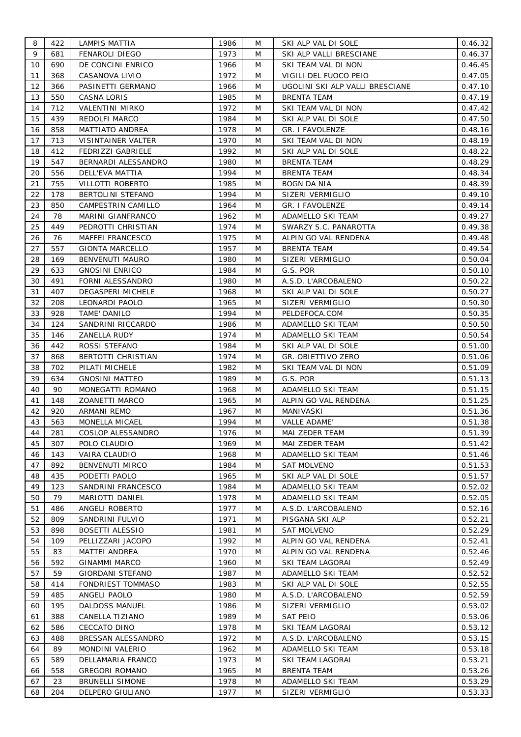| 8 | 422 | LAMPIS MATTIA | 1986 | M | SKI ALP VAL DI SOLE | 0.46.32 |
|---|---|---|---|---|---|---|
| 9 | 681 | FENAROLI DIEGO | 1973 | M | SKI ALP VALLI BRESCIANE | 0.46.37 |
| 10 | 690 | DE CONCINI ENRICO | 1966 | M | SKI TEAM VAL DI NON | 0.46.45 |
| 11 | 368 | CASANOVA LIVIO | 1972 | M | VIGILI DEL FUOCO PEIO | 0.47.05 |
| 12 | 366 | PASINETTI GERMANO | 1966 | M | UGOLINI SKI ALP VALLI BRESCIANE | 0.47.10 |
| 13 | 550 | CASNA LORIS | 1985 | M | BRENTA TEAM | 0.47.19 |
| 14 | 712 | VALENTINI MIRKO | 1972 | M | SKI TEAM VAL DI NON | 0.47.42 |
| 15 | 439 | REDOLFI MARCO | 1984 | M | SKI ALP VAL DI SOLE | 0.47.50 |
| 16 | 858 | MATTIATO ANDREA | 1978 | M | GR. I FAVOLENZE | 0.48.16 |
| 17 | 713 | VISINTAINER VALTER | 1970 | M | SKI TEAM VAL DI NON | 0.48.19 |
| 18 | 412 | FEDRIZZI GABRIELE | 1992 | M | SKI ALP VAL DI SOLE | 0.48.22 |
| 19 | 547 | BERNARDI ALESSANDRO | 1980 | M | BRENTA TEAM | 0.48.29 |
| 20 | 556 | DELL'EVA MATTIA | 1994 | M | BRENTA TEAM | 0.48.34 |
| 21 | 755 | VILLOTTI ROBERTO | 1985 | M | BOGN DA NIA | 0.48.39 |
| 22 | 178 | BERTOLINI STEFANO | 1994 | M | SIZERI VERMIGLIO | 0.49.10 |
| 23 | 850 | CAMPESTRIN CAMILLO | 1964 | M | GR. I FAVOLENZE | 0.49.14 |
| 24 | 78 | MARINI GIANFRANCO | 1962 | M | ADAMELLO SKI TEAM | 0.49.27 |
| 25 | 449 | PEDROTTI CHRISTIAN | 1974 | M | SWARZY S.C. PANAROTTA | 0.49.38 |
| 26 | 76 | MAFFEI FRANCESCO | 1975 | M | ALPIN GO VAL RENDENA | 0.49.48 |
| 27 | 557 | GIONTA MARCELLO | 1957 | M | BRENTA TEAM | 0.49.54 |
| 28 | 169 | BENVENUTI MAURO | 1980 | M | SIZERI VERMIGLIO | 0.50.04 |
| 29 | 633 | GNOSINI ENRICO | 1984 | M | G.S. POR | 0.50.10 |
| 30 | 491 | FORNI ALESSANDRO | 1980 | M | A.S.D. L'ARCOBALENO | 0.50.22 |
| 31 | 407 | DEGASPERI MICHELE | 1968 | M | SKI ALP VAL DI SOLE | 0.50.27 |
| 32 | 208 | LEONARDI PAOLO | 1965 | M | SIZERI VERMIGLIO | 0.50.30 |
| 33 | 928 | TAME' DANILO | 1994 | M | PELDEFOCA.COM | 0.50.35 |
| 34 | 124 | SANDRINI RICCARDO | 1986 | M | ADAMELLO SKI TEAM | 0.50.50 |
| 35 | 146 | ZANELLA RUDY | 1974 | M | ADAMELLO SKI TEAM | 0.50.54 |
| 36 | 442 | ROSSI STEFANO | 1984 | M | SKI ALP VAL DI SOLE | 0.51.00 |
| 37 | 868 | BERTOTTI CHRISTIAN | 1974 | M | GR. OBIETTIVO ZERO | 0.51.06 |
| 38 | 702 | PILATI MICHELE | 1982 | M | SKI TEAM VAL DI NON | 0.51.09 |
| 39 | 634 | GNOSINI MATTEO | 1989 | M | G.S. POR | 0.51.13 |
| 40 | 90 | MONEGATTI ROMANO | 1968 | M | ADAMELLO SKI TEAM | 0.51.15 |
| 41 | 148 | ZOANETTI MARCO | 1965 | M | ALPIN GO VAL RENDENA | 0.51.25 |
| 42 | 920 | ARMANI REMO | 1967 | M | MANIVASKI | 0.51.36 |
| 43 | 563 | MONELLA MICAEL | 1994 | M | VALLE ADAME' | 0.51.38 |
| 44 | 281 | COSLOP ALESSANDRO | 1976 | M | MAI ZEDER TEAM | 0.51.39 |
| 45 | 307 | POLO CLAUDIO | 1969 | M | MAI ZEDER TEAM | 0.51.42 |
| 46 | 143 | VAIRA CLAUDIO | 1968 | M | ADAMELLO SKI TEAM | 0.51.46 |
| 47 | 892 | BENVENUTI MIRCO | 1984 | M | SAT MOLVENO | 0.51.53 |
| 48 | 435 | PODETTI PAOLO | 1965 | M | SKI ALP VAL DI SOLE | 0.51.57 |
| 49 | 123 | SANDRINI FRANCESCO | 1984 | M | ADAMELLO SKI TEAM | 0.52.02 |
| 50 | 79 | MARIOTTI DANIEL | 1978 | M | ADAMELLO SKI TEAM | 0.52.05 |
| 51 | 486 | ANGELI ROBERTO | 1977 | M | A.S.D. L'ARCOBALENO | 0.52.16 |
| 52 | 809 | SANDRINI FULVIO | 1971 | M | PISGANA SKI ALP | 0.52.21 |
| 53 | 898 | BOSETTI ALESSIO | 1981 | M | SAT MOLVENO | 0.52.29 |
| 54 | 109 | PELLIZZARI JACOPO | 1992 | M | ALPIN GO VAL RENDENA | 0.52.41 |
| 55 | 83 | MATTEI ANDREA | 1970 | M | ALPIN GO VAL RENDENA | 0.52.46 |
| 56 | 592 | GINAMMI MARCO | 1960 | M | SKI TEAM LAGORAI | 0.52.49 |
| 57 | 59 | GIORDANI STEFANO | 1987 | M | ADAMELLO SKI TEAM | 0.52.52 |
| 58 | 414 | FONDRIEST TOMMASO | 1983 | M | SKI ALP VAL DI SOLE | 0.52.55 |
| 59 | 485 | ANGELI PAOLO | 1980 | M | A.S.D. L'ARCOBALENO | 0.52.59 |
| 60 | 195 | DALDOSS MANUEL | 1986 | M | SIZERI VERMIGLIO | 0.53.02 |
| 61 | 388 | CANELLA TIZIANO | 1989 | M | SAT PEIO | 0.53.06 |
| 62 | 586 | CECCATO DINO | 1978 | M | SKI TEAM LAGORAI | 0.53.12 |
| 63 | 488 | BRESSAN ALESSANDRO | 1972 | M | A.S.D. L'ARCOBALENO | 0.53.15 |
| 64 | 89 | MONDINI VALERIO | 1962 | M | ADAMELLO SKI TEAM | 0.53.18 |
| 65 | 589 | DELLAMARIA FRANCO | 1973 | M | SKI TEAM LAGORAI | 0.53.21 |
| 66 | 558 | GREGORI ROMANO | 1965 | M | BRENTA TEAM | 0.53.26 |
| 67 | 23 | BRUNELLI SIMONE | 1978 | M | ADAMELLO SKI TEAM | 0.53.29 |
| 68 | 204 | DELPERO GIULIANO | 1977 | M | SIZERI VERMIGLIO | 0.53.33 |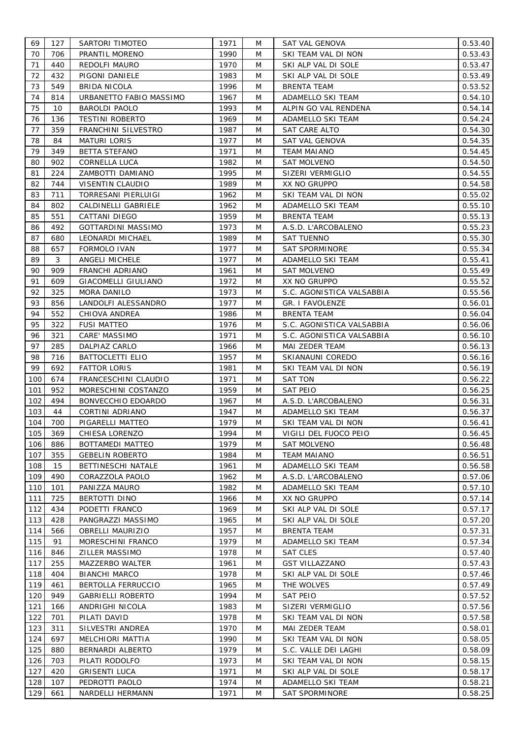| 69 | 127 | SARTORI TIMOTEO | 1971 | M | SAT VAL GENOVA | 0.53.40 |
|---|---|---|---|---|---|---|
| 70 | 706 | PRANTIL MORENO | 1990 | M | SKI TEAM VAL DI NON | 0.53.43 |
| 71 | 440 | REDOLFI MAURO | 1970 | M | SKI ALP VAL DI SOLE | 0.53.47 |
| 72 | 432 | PIGONI DANIELE | 1983 | M | SKI ALP VAL DI SOLE | 0.53.49 |
| 73 | 549 | BRIDA NICOLA | 1996 | M | BRENTA TEAM | 0.53.52 |
| 74 | 814 | URBANETTO FABIO MASSIMO | 1967 | M | ADAMELLO SKI TEAM | 0.54.10 |
| 75 | 10 | BAROLDI PAOLO | 1993 | M | ALPIN GO VAL RENDENA | 0.54.14 |
| 76 | 136 | TESTINI ROBERTO | 1969 | M | ADAMELLO SKI TEAM | 0.54.24 |
| 77 | 359 | FRANCHINI SILVESTRO | 1987 | M | SAT CARE ALTO | 0.54.30 |
| 78 | 84 | MATURI LORIS | 1977 | M | SAT VAL GENOVA | 0.54.35 |
| 79 | 349 | BETTA STEFANO | 1971 | M | TEAM MAIANO | 0.54.45 |
| 80 | 902 | CORNELLA LUCA | 1982 | M | SAT MOLVENO | 0.54.50 |
| 81 | 224 | ZAMBOTTI DAMIANO | 1995 | M | SIZERI VERMIGLIO | 0.54.55 |
| 82 | 744 | VISENTIN CLAUDIO | 1989 | M | XX NO GRUPPO | 0.54.58 |
| 83 | 711 | TORRESANI PIERLUIGI | 1962 | M | SKI TEAM VAL DI NON | 0.55.02 |
| 84 | 802 | CALDINELLI GABRIELE | 1962 | M | ADAMELLO SKI TEAM | 0.55.10 |
| 85 | 551 | CATTANI DIEGO | 1959 | M | BRENTA TEAM | 0.55.13 |
| 86 | 492 | GOTTARDINI MASSIMO | 1973 | M | A.S.D. L'ARCOBALENO | 0.55.23 |
| 87 | 680 | LEONARDI MICHAEL | 1989 | M | SAT TUENNO | 0.55.30 |
| 88 | 657 | FORMOLO IVAN | 1977 | M | SAT SPORMINORE | 0.55.34 |
| 89 | 3 | ANGELI MICHELE | 1977 | M | ADAMELLO SKI TEAM | 0.55.41 |
| 90 | 909 | FRANCHI ADRIANO | 1961 | M | SAT MOLVENO | 0.55.49 |
| 91 | 609 | GIACOMELLI GIULIANO | 1972 | M | XX NO GRUPPO | 0.55.52 |
| 92 | 325 | MORA DANILO | 1973 | M | S.C. AGONISTICA VALSABBIA | 0.55.56 |
| 93 | 856 | LANDOLFI ALESSANDRO | 1977 | M | GR. I FAVOLENZE | 0.56.01 |
| 94 | 552 | CHIOVA ANDREA | 1986 | M | BRENTA TEAM | 0.56.04 |
| 95 | 322 | FUSI MATTEO | 1976 | M | S.C. AGONISTICA VALSABBIA | 0.56.06 |
| 96 | 321 | CARE' MASSIMO | 1971 | M | S.C. AGONISTICA VALSABBIA | 0.56.10 |
| 97 | 285 | DALPIAZ CARLO | 1966 | M | MAI ZEDER TEAM | 0.56.13 |
| 98 | 716 | BATTOCLETTI ELIO | 1957 | M | SKIANAUNI COREDO | 0.56.16 |
| 99 | 692 | FATTOR LORIS | 1981 | M | SKI TEAM VAL DI NON | 0.56.19 |
| 100 | 674 | FRANCESCHINI CLAUDIO | 1971 | M | SAT TON | 0.56.22 |
| 101 | 952 | MORESCHINI COSTANZO | 1959 | M | SAT PEIO | 0.56.25 |
| 102 | 494 | BONVECCHIO EDOARDO | 1967 | M | A.S.D. L'ARCOBALENO | 0.56.31 |
| 103 | 44 | CORTINI ADRIANO | 1947 | M | ADAMELLO SKI TEAM | 0.56.37 |
| 104 | 700 | PIGARELLI MATTEO | 1979 | M | SKI TEAM VAL DI NON | 0.56.41 |
| 105 | 369 | CHIESA LORENZO | 1994 | M | VIGILI DEL FUOCO PEIO | 0.56.45 |
| 106 | 886 | BOTTAMEDI MATTEO | 1979 | M | SAT MOLVENO | 0.56.48 |
| 107 | 355 | GEBELIN ROBERTO | 1984 | M | TEAM MAIANO | 0.56.51 |
| 108 | 15 | BETTINESCHI NATALE | 1961 | M | ADAMELLO SKI TEAM | 0.56.58 |
| 109 | 490 | CORAZZOLA PAOLO | 1962 | M | A.S.D. L'ARCOBALENO | 0.57.06 |
| 110 | 101 | PANIZZA MAURO | 1982 | M | ADAMELLO SKI TEAM | 0.57.10 |
| 111 | 725 | BERTOTTI DINO | 1966 | M | XX NO GRUPPO | 0.57.14 |
| 112 | 434 | PODETTI FRANCO | 1969 | M | SKI ALP VAL DI SOLE | 0.57.17 |
| 113 | 428 | PANGRAZZI MASSIMO | 1965 | M | SKI ALP VAL DI SOLE | 0.57.20 |
| 114 | 566 | OBRELLI MAURIZIO | 1957 | M | BRENTA TEAM | 0.57.31 |
| 115 | 91 | MORESCHINI FRANCO | 1979 | M | ADAMELLO SKI TEAM | 0.57.34 |
| 116 | 846 | ZILLER MASSIMO | 1978 | M | SAT CLES | 0.57.40 |
| 117 | 255 | MAZZERBO WALTER | 1961 | M | GST VILLAZZANO | 0.57.43 |
| 118 | 404 | BIANCHI MARCO | 1978 | M | SKI ALP VAL DI SOLE | 0.57.46 |
| 119 | 461 | BERTOLLA FERRUCCIO | 1965 | M | THE WOLVES | 0.57.49 |
| 120 | 949 | GABRIELLI ROBERTO | 1994 | M | SAT PEIO | 0.57.52 |
| 121 | 166 | ANDRIGHI NICOLA | 1983 | M | SIZERI VERMIGLIO | 0.57.56 |
| 122 | 701 | PILATI DAVID | 1978 | M | SKI TEAM VAL DI NON | 0.57.58 |
| 123 | 311 | SILVESTRI ANDREA | 1970 | M | MAI ZEDER TEAM | 0.58.01 |
| 124 | 697 | MELCHIORI MATTIA | 1990 | M | SKI TEAM VAL DI NON | 0.58.05 |
| 125 | 880 | BERNARDI ALBERTO | 1979 | M | S.C. VALLE DEI LAGHI | 0.58.09 |
| 126 | 703 | PILATI RODOLFO | 1973 | M | SKI TEAM VAL DI NON | 0.58.15 |
| 127 | 420 | GRISENTI LUCA | 1971 | M | SKI ALP VAL DI SOLE | 0.58.17 |
| 128 | 107 | PEDROTTI PAOLO | 1974 | M | ADAMELLO SKI TEAM | 0.58.21 |
| 129 | 661 | NARDELLI HERMANN | 1971 | M | SAT SPORMINORE | 0.58.25 |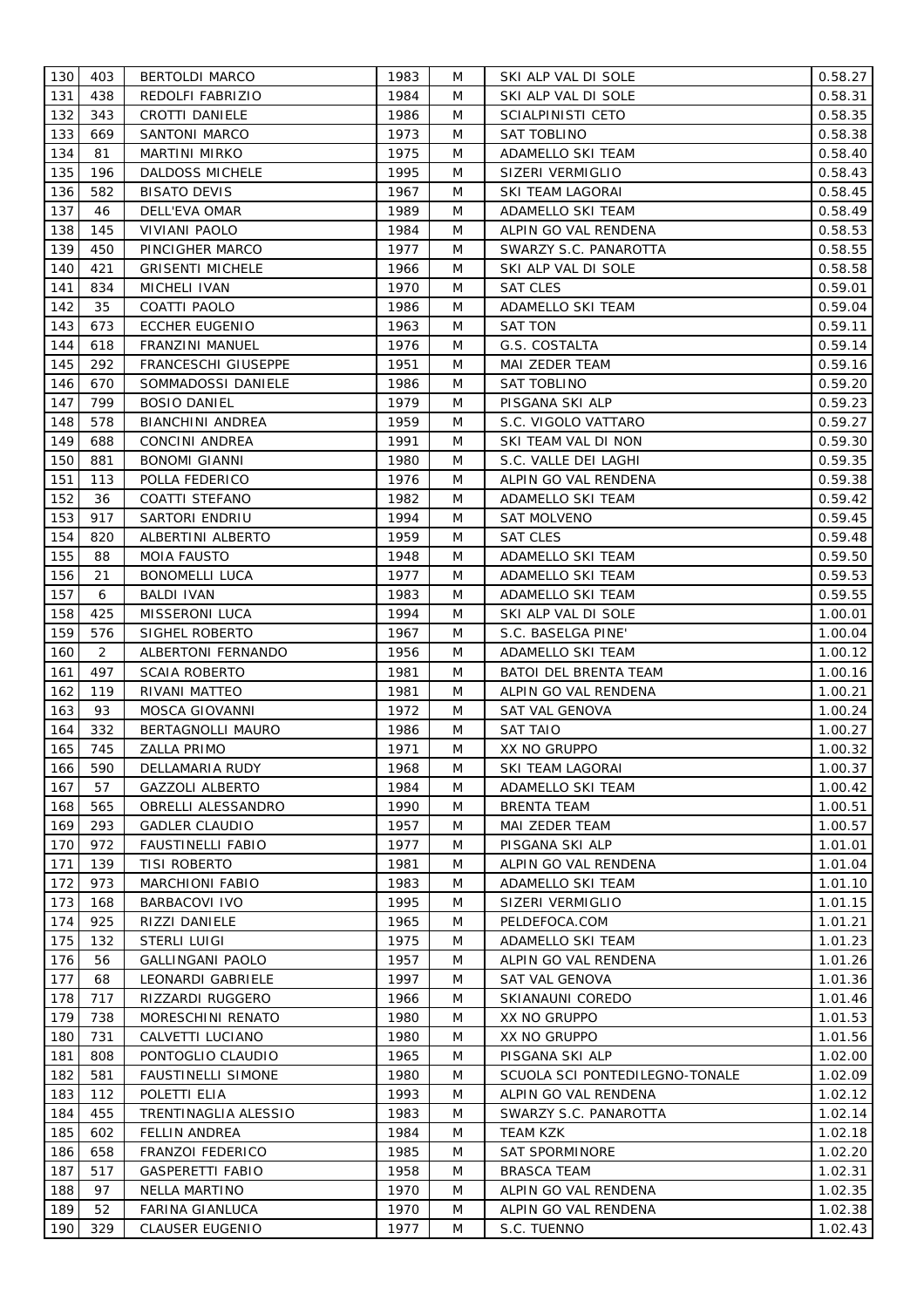| 130 | 403 | BERTOLDI MARCO | 1983 | M | SKI ALP VAL DI SOLE | 0.58.27 |
|---|---|---|---|---|---|---|
| 131 | 438 | REDOLFI FABRIZIO | 1984 | M | SKI ALP VAL DI SOLE | 0.58.31 |
| 132 | 343 | CROTTI DANIELE | 1986 | M | SCIALPINISTI CETO | 0.58.35 |
| 133 | 669 | SANTONI MARCO | 1973 | M | SAT TOBLINO | 0.58.38 |
| 134 | 81 | MARTINI MIRKO | 1975 | M | ADAMELLO SKI TEAM | 0.58.40 |
| 135 | 196 | DALDOSS MICHELE | 1995 | M | SIZERI VERMIGLIO | 0.58.43 |
| 136 | 582 | BISATO DEVIS | 1967 | M | SKI TEAM LAGORAI | 0.58.45 |
| 137 | 46 | DELL'EVA OMAR | 1989 | M | ADAMELLO SKI TEAM | 0.58.49 |
| 138 | 145 | VIVIANI PAOLO | 1984 | M | ALPIN GO VAL RENDENA | 0.58.53 |
| 139 | 450 | PINCIGHER MARCO | 1977 | M | SWARZY S.C. PANAROTTA | 0.58.55 |
| 140 | 421 | GRISENTI MICHELE | 1966 | M | SKI ALP VAL DI SOLE | 0.58.58 |
| 141 | 834 | MICHELI IVAN | 1970 | M | SAT CLES | 0.59.01 |
| 142 | 35 | COATTI PAOLO | 1986 | M | ADAMELLO SKI TEAM | 0.59.04 |
| 143 | 673 | ECCHER EUGENIO | 1963 | M | SAT TON | 0.59.11 |
| 144 | 618 | FRANZINI MANUEL | 1976 | M | G.S. COSTALTA | 0.59.14 |
| 145 | 292 | FRANCESCHI GIUSEPPE | 1951 | M | MAI ZEDER TEAM | 0.59.16 |
| 146 | 670 | SOMMADOSSI DANIELE | 1986 | M | SAT TOBLINO | 0.59.20 |
| 147 | 799 | BOSIO DANIEL | 1979 | M | PISGANA SKI ALP | 0.59.23 |
| 148 | 578 | BIANCHINI ANDREA | 1959 | M | S.C. VIGOLO VATTARO | 0.59.27 |
| 149 | 688 | CONCINI ANDREA | 1991 | M | SKI TEAM VAL DI NON | 0.59.30 |
| 150 | 881 | BONOMI GIANNI | 1980 | M | S.C. VALLE DEI LAGHI | 0.59.35 |
| 151 | 113 | POLLA FEDERICO | 1976 | M | ALPIN GO VAL RENDENA | 0.59.38 |
| 152 | 36 | COATTI STEFANO | 1982 | M | ADAMELLO SKI TEAM | 0.59.42 |
| 153 | 917 | SARTORI ENDRIU | 1994 | M | SAT MOLVENO | 0.59.45 |
| 154 | 820 | ALBERTINI ALBERTO | 1959 | M | SAT CLES | 0.59.48 |
| 155 | 88 | MOIA FAUSTO | 1948 | M | ADAMELLO SKI TEAM | 0.59.50 |
| 156 | 21 | BONOMELLI LUCA | 1977 | M | ADAMELLO SKI TEAM | 0.59.53 |
| 157 | 6 | BALDI IVAN | 1983 | M | ADAMELLO SKI TEAM | 0.59.55 |
| 158 | 425 | MISSERONI LUCA | 1994 | M | SKI ALP VAL DI SOLE | 1.00.01 |
| 159 | 576 | SIGHEL ROBERTO | 1967 | M | S.C. BASELGA PINE' | 1.00.04 |
| 160 | 2 | ALBERTONI FERNANDO | 1956 | M | ADAMELLO SKI TEAM | 1.00.12 |
| 161 | 497 | SCAIA ROBERTO | 1981 | M | BATOI DEL BRENTA TEAM | 1.00.16 |
| 162 | 119 | RIVANI MATTEO | 1981 | M | ALPIN GO VAL RENDENA | 1.00.21 |
| 163 | 93 | MOSCA GIOVANNI | 1972 | M | SAT VAL GENOVA | 1.00.24 |
| 164 | 332 | BERTAGNOLLI MAURO | 1986 | M | SAT TAIO | 1.00.27 |
| 165 | 745 | ZALLA PRIMO | 1971 | M | XX NO GRUPPO | 1.00.32 |
| 166 | 590 | DELLAMARIA RUDY | 1968 | M | SKI TEAM LAGORAI | 1.00.37 |
| 167 | 57 | GAZZOLI ALBERTO | 1984 | M | ADAMELLO SKI TEAM | 1.00.42 |
| 168 | 565 | OBRELLI ALESSANDRO | 1990 | M | BRENTA TEAM | 1.00.51 |
| 169 | 293 | GADLER CLAUDIO | 1957 | M | MAI ZEDER TEAM | 1.00.57 |
| 170 | 972 | FAUSTINELLI FABIO | 1977 | M | PISGANA SKI ALP | 1.01.01 |
| 171 | 139 | TISI ROBERTO | 1981 | M | ALPIN GO VAL RENDENA | 1.01.04 |
| 172 | 973 | MARCHIONI FABIO | 1983 | M | ADAMELLO SKI TEAM | 1.01.10 |
| 173 | 168 | BARBACOVI IVO | 1995 | M | SIZERI VERMIGLIO | 1.01.15 |
| 174 | 925 | RIZZI DANIELE | 1965 | M | PELDEFOCA.COM | 1.01.21 |
| 175 | 132 | STERLI LUIGI | 1975 | M | ADAMELLO SKI TEAM | 1.01.23 |
| 176 | 56 | GALLINGANI PAOLO | 1957 | M | ALPIN GO VAL RENDENA | 1.01.26 |
| 177 | 68 | LEONARDI GABRIELE | 1997 | M | SAT VAL GENOVA | 1.01.36 |
| 178 | 717 | RIZZARDI RUGGERO | 1966 | M | SKIANAUNI COREDO | 1.01.46 |
| 179 | 738 | MORESCHINI RENATO | 1980 | M | XX NO GRUPPO | 1.01.53 |
| 180 | 731 | CALVETTI LUCIANO | 1980 | M | XX NO GRUPPO | 1.01.56 |
| 181 | 808 | PONTOGLIO CLAUDIO | 1965 | M | PISGANA SKI ALP | 1.02.00 |
| 182 | 581 | FAUSTINELLI SIMONE | 1980 | M | SCUOLA SCI PONTEDILEGNO-TONALE | 1.02.09 |
| 183 | 112 | POLETTI ELIA | 1993 | M | ALPIN GO VAL RENDENA | 1.02.12 |
| 184 | 455 | TRENTINAGLIA ALESSIO | 1983 | M | SWARZY S.C. PANAROTTA | 1.02.14 |
| 185 | 602 | FELLIN ANDREA | 1984 | M | TEAM KZK | 1.02.18 |
| 186 | 658 | FRANZOI FEDERICO | 1985 | M | SAT SPORMINORE | 1.02.20 |
| 187 | 517 | GASPERETTI FABIO | 1958 | M | BRASCA TEAM | 1.02.31 |
| 188 | 97 | NELLA MARTINO | 1970 | M | ALPIN GO VAL RENDENA | 1.02.35 |
| 189 | 52 | FARINA GIANLUCA | 1970 | M | ALPIN GO VAL RENDENA | 1.02.38 |
| 190 | 329 | CLAUSER EUGENIO | 1977 | M | S.C. TUENNO | 1.02.43 |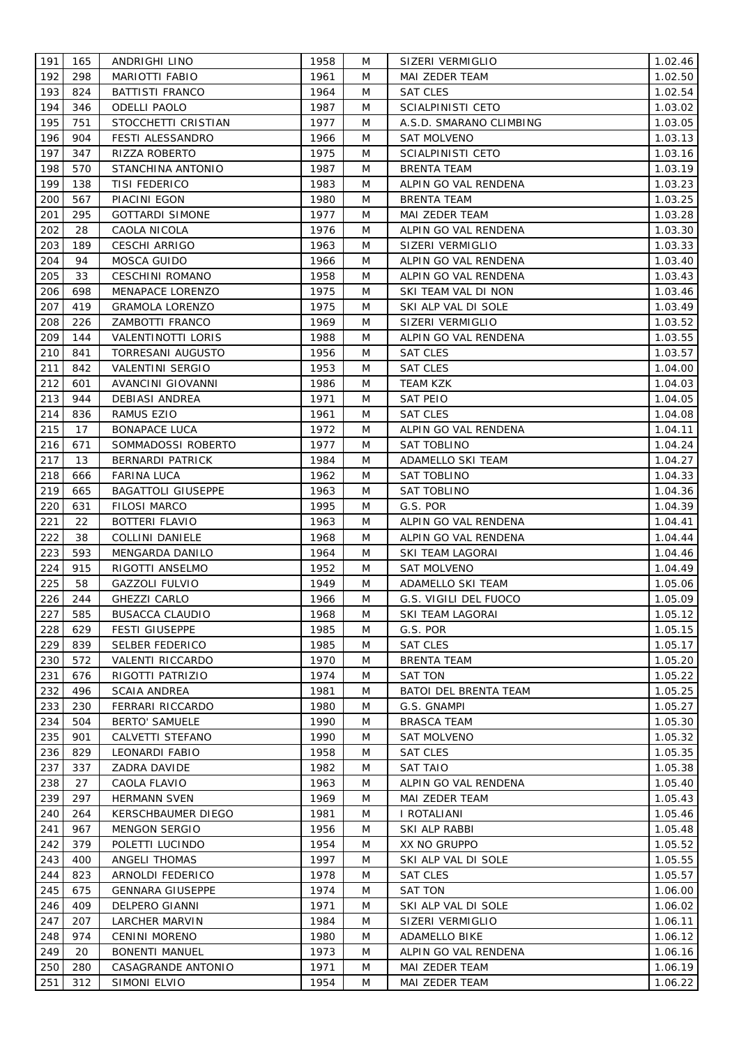| 191 | 165 | ANDRIGHI LINO | 1958 | M | SIZERI VERMIGLIO | 1.02.46 |
|---|---|---|---|---|---|---|
| 192 | 298 | MARIOTTI FABIO | 1961 | M | MAI ZEDER TEAM | 1.02.50 |
| 193 | 824 | BATTISTI FRANCO | 1964 | M | SAT CLES | 1.02.54 |
| 194 | 346 | ODELLI PAOLO | 1987 | M | SCIALPINISTI CETO | 1.03.02 |
| 195 | 751 | STOCCHETTI CRISTIAN | 1977 | M | A.S.D. SMARANO CLIMBING | 1.03.05 |
| 196 | 904 | FESTI ALESSANDRO | 1966 | M | SAT MOLVENO | 1.03.13 |
| 197 | 347 | RIZZA ROBERTO | 1975 | M | SCIALPINISTI CETO | 1.03.16 |
| 198 | 570 | STANCHINA ANTONIO | 1987 | M | BRENTA TEAM | 1.03.19 |
| 199 | 138 | TISI FEDERICO | 1983 | M | ALPIN GO VAL RENDENA | 1.03.23 |
| 200 | 567 | PIACINI EGON | 1980 | M | BRENTA TEAM | 1.03.25 |
| 201 | 295 | GOTTARDI SIMONE | 1977 | M | MAI ZEDER TEAM | 1.03.28 |
| 202 | 28 | CAOLA NICOLA | 1976 | M | ALPIN GO VAL RENDENA | 1.03.30 |
| 203 | 189 | CESCHI ARRIGO | 1963 | M | SIZERI VERMIGLIO | 1.03.33 |
| 204 | 94 | MOSCA GUIDO | 1966 | M | ALPIN GO VAL RENDENA | 1.03.40 |
| 205 | 33 | CESCHINI ROMANO | 1958 | M | ALPIN GO VAL RENDENA | 1.03.43 |
| 206 | 698 | MENAPACE LORENZO | 1975 | M | SKI TEAM VAL DI NON | 1.03.46 |
| 207 | 419 | GRAMOLA LORENZO | 1975 | M | SKI ALP VAL DI SOLE | 1.03.49 |
| 208 | 226 | ZAMBOTTI FRANCO | 1969 | M | SIZERI VERMIGLIO | 1.03.52 |
| 209 | 144 | VALENTINOTTI LORIS | 1988 | M | ALPIN GO VAL RENDENA | 1.03.55 |
| 210 | 841 | TORRESANI AUGUSTO | 1956 | M | SAT CLES | 1.03.57 |
| 211 | 842 | VALENTINI SERGIO | 1953 | M | SAT CLES | 1.04.00 |
| 212 | 601 | AVANCINI GIOVANNI | 1986 | M | TEAM KZK | 1.04.03 |
| 213 | 944 | DEBIASI ANDREA | 1971 | M | SAT PEIO | 1.04.05 |
| 214 | 836 | RAMUS EZIO | 1961 | M | SAT CLES | 1.04.08 |
| 215 | 17 | BONAPACE LUCA | 1972 | M | ALPIN GO VAL RENDENA | 1.04.11 |
| 216 | 671 | SOMMADOSSI ROBERTO | 1977 | M | SAT TOBLINO | 1.04.24 |
| 217 | 13 | BERNARDI PATRICK | 1984 | M | ADAMELLO SKI TEAM | 1.04.27 |
| 218 | 666 | FARINA LUCA | 1962 | M | SAT TOBLINO | 1.04.33 |
| 219 | 665 | BAGATTOLI GIUSEPPE | 1963 | M | SAT TOBLINO | 1.04.36 |
| 220 | 631 | FILOSI MARCO | 1995 | M | G.S. POR | 1.04.39 |
| 221 | 22 | BOTTERI FLAVIO | 1963 | M | ALPIN GO VAL RENDENA | 1.04.41 |
| 222 | 38 | COLLINI DANIELE | 1968 | M | ALPIN GO VAL RENDENA | 1.04.44 |
| 223 | 593 | MENGARDA DANILO | 1964 | M | SKI TEAM LAGORAI | 1.04.46 |
| 224 | 915 | RIGOTTI ANSELMO | 1952 | M | SAT MOLVENO | 1.04.49 |
| 225 | 58 | GAZZOLI FULVIO | 1949 | M | ADAMELLO SKI TEAM | 1.05.06 |
| 226 | 244 | GHEZZI CARLO | 1966 | M | G.S. VIGILI DEL FUOCO | 1.05.09 |
| 227 | 585 | BUSACCA CLAUDIO | 1968 | M | SKI TEAM LAGORAI | 1.05.12 |
| 228 | 629 | FESTI GIUSEPPE | 1985 | M | G.S. POR | 1.05.15 |
| 229 | 839 | SELBER FEDERICO | 1985 | M | SAT CLES | 1.05.17 |
| 230 | 572 | VALENTI RICCARDO | 1970 | M | BRENTA TEAM | 1.05.20 |
| 231 | 676 | RIGOTTI PATRIZIO | 1974 | M | SAT TON | 1.05.22 |
| 232 | 496 | SCAIA ANDREA | 1981 | M | BATOI DEL BRENTA TEAM | 1.05.25 |
| 233 | 230 | FERRARI RICCARDO | 1980 | M | G.S. GNAMPI | 1.05.27 |
| 234 | 504 | BERTO' SAMUELE | 1990 | M | BRASCA TEAM | 1.05.30 |
| 235 | 901 | CALVETTI STEFANO | 1990 | M | SAT MOLVENO | 1.05.32 |
| 236 | 829 | LEONARDI FABIO | 1958 | M | SAT CLES | 1.05.35 |
| 237 | 337 | ZADRA DAVIDE | 1982 | M | SAT TAIO | 1.05.38 |
| 238 | 27 | CAOLA FLAVIO | 1963 | M | ALPIN GO VAL RENDENA | 1.05.40 |
| 239 | 297 | HERMANN SVEN | 1969 | M | MAI ZEDER TEAM | 1.05.43 |
| 240 | 264 | KERSCHBAUMER DIEGO | 1981 | M | I ROTALIANI | 1.05.46 |
| 241 | 967 | MENGON SERGIO | 1956 | M | SKI ALP RABBI | 1.05.48 |
| 242 | 379 | POLETTI LUCINDO | 1954 | M | XX NO GRUPPO | 1.05.52 |
| 243 | 400 | ANGELI THOMAS | 1997 | M | SKI ALP VAL DI SOLE | 1.05.55 |
| 244 | 823 | ARNOLDI FEDERICO | 1978 | M | SAT CLES | 1.05.57 |
| 245 | 675 | GENNARA GIUSEPPE | 1974 | M | SAT TON | 1.06.00 |
| 246 | 409 | DELPERO GIANNI | 1971 | M | SKI ALP VAL DI SOLE | 1.06.02 |
| 247 | 207 | LARCHER MARVIN | 1984 | M | SIZERI VERMIGLIO | 1.06.11 |
| 248 | 974 | CENINI MORENO | 1980 | M | ADAMELLO BIKE | 1.06.12 |
| 249 | 20 | BONENTI MANUEL | 1973 | M | ALPIN GO VAL RENDENA | 1.06.16 |
| 250 | 280 | CASAGRANDE ANTONIO | 1971 | M | MAI ZEDER TEAM | 1.06.19 |
| 251 | 312 | SIMONI ELVIO | 1954 | M | MAI ZEDER TEAM | 1.06.22 |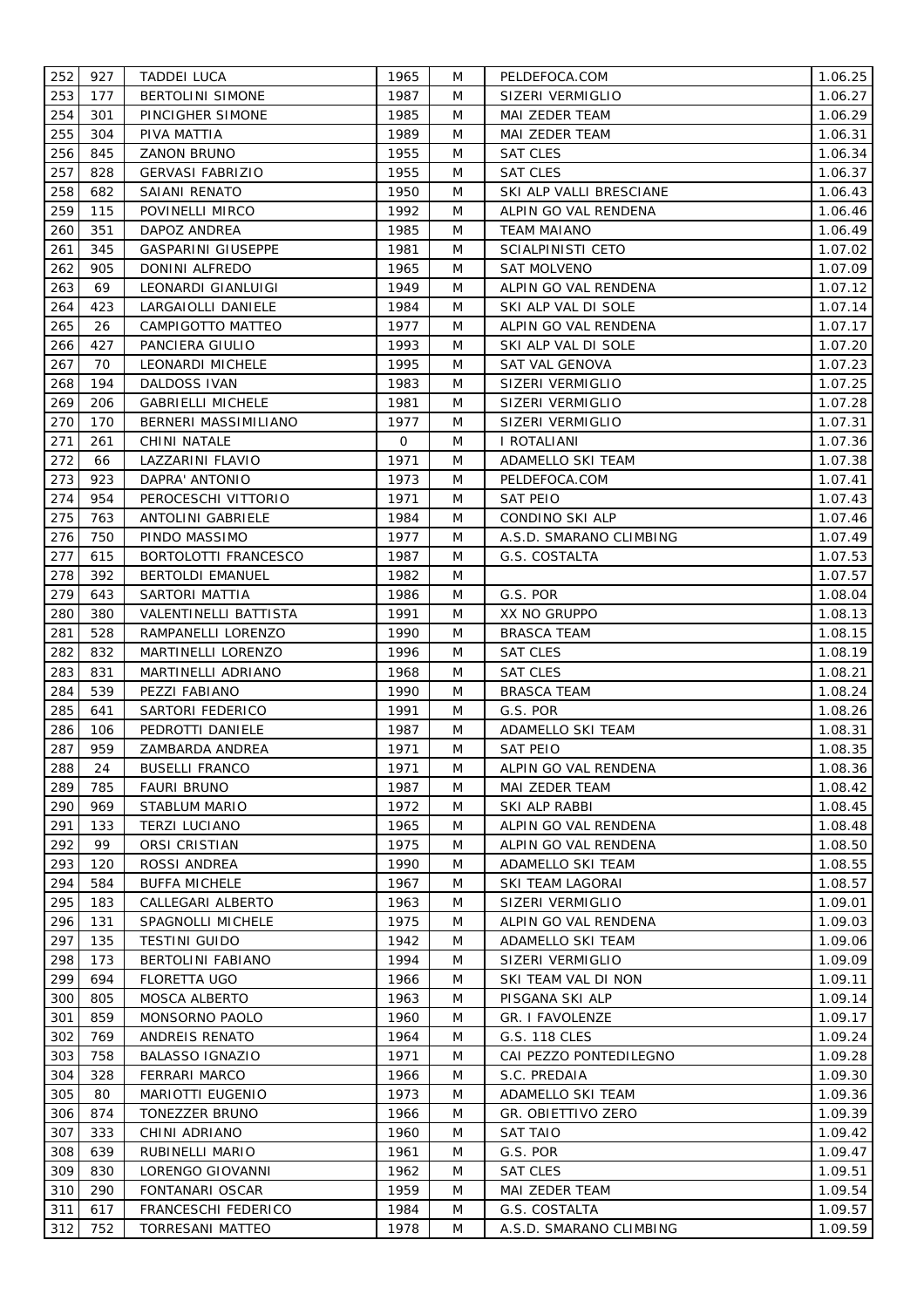| 252 | 927 | TADDEI LUCA | 1965 | M | PELDEFOCA.COM | 1.06.25 |
|---|---|---|---|---|---|---|
| 253 | 177 | BERTOLINI SIMONE | 1987 | M | SIZERI VERMIGLIO | 1.06.27 |
| 254 | 301 | PINCIGHER SIMONE | 1985 | M | MAI ZEDER TEAM | 1.06.29 |
| 255 | 304 | PIVA MATTIA | 1989 | M | MAI ZEDER TEAM | 1.06.31 |
| 256 | 845 | ZANON BRUNO | 1955 | M | SAT CLES | 1.06.34 |
| 257 | 828 | GERVASI FABRIZIO | 1955 | M | SAT CLES | 1.06.37 |
| 258 | 682 | SAIANI RENATO | 1950 | M | SKI ALP VALLI BRESCIANE | 1.06.43 |
| 259 | 115 | POVINELLI MIRCO | 1992 | M | ALPIN GO VAL RENDENA | 1.06.46 |
| 260 | 351 | DAPOZ ANDREA | 1985 | M | TEAM MAIANO | 1.06.49 |
| 261 | 345 | GASPARINI GIUSEPPE | 1981 | M | SCIALPINISTI CETO | 1.07.02 |
| 262 | 905 | DONINI ALFREDO | 1965 | M | SAT MOLVENO | 1.07.09 |
| 263 | 69 | LEONARDI GIANLUIGI | 1949 | M | ALPIN GO VAL RENDENA | 1.07.12 |
| 264 | 423 | LARGAIOLLI DANIELE | 1984 | M | SKI ALP VAL DI SOLE | 1.07.14 |
| 265 | 26 | CAMPIGOTTO MATTEO | 1977 | M | ALPIN GO VAL RENDENA | 1.07.17 |
| 266 | 427 | PANCIERA GIULIO | 1993 | M | SKI ALP VAL DI SOLE | 1.07.20 |
| 267 | 70 | LEONARDI MICHELE | 1995 | M | SAT VAL GENOVA | 1.07.23 |
| 268 | 194 | DALDOSS IVAN | 1983 | M | SIZERI VERMIGLIO | 1.07.25 |
| 269 | 206 | GABRIELLI MICHELE | 1981 | M | SIZERI VERMIGLIO | 1.07.28 |
| 270 | 170 | BERNERI MASSIMILIANO | 1977 | M | SIZERI VERMIGLIO | 1.07.31 |
| 271 | 261 | CHINI NATALE | 0 | M | I ROTALIANI | 1.07.36 |
| 272 | 66 | LAZZARINI FLAVIO | 1971 | M | ADAMELLO SKI TEAM | 1.07.38 |
| 273 | 923 | DAPRA' ANTONIO | 1973 | M | PELDEFOCA.COM | 1.07.41 |
| 274 | 954 | PEROCESCHI VITTORIO | 1971 | M | SAT PEIO | 1.07.43 |
| 275 | 763 | ANTOLINI GABRIELE | 1984 | M | CONDINO SKI ALP | 1.07.46 |
| 276 | 750 | PINDO MASSIMO | 1977 | M | A.S.D. SMARANO CLIMBING | 1.07.49 |
| 277 | 615 | BORTOLOTTI FRANCESCO | 1987 | M | G.S. COSTALTA | 1.07.53 |
| 278 | 392 | BERTOLDI EMANUEL | 1982 | M | | 1.07.57 |
| 279 | 643 | SARTORI MATTIA | 1986 | M | G.S. POR | 1.08.04 |
| 280 | 380 | VALENTINELLI BATTISTA | 1991 | M | XX NO GRUPPO | 1.08.13 |
| 281 | 528 | RAMPANELLI LORENZO | 1990 | M | BRASCA TEAM | 1.08.15 |
| 282 | 832 | MARTINELLI LORENZO | 1996 | M | SAT CLES | 1.08.19 |
| 283 | 831 | MARTINELLI ADRIANO | 1968 | M | SAT CLES | 1.08.21 |
| 284 | 539 | PEZZI FABIANO | 1990 | M | BRASCA TEAM | 1.08.24 |
| 285 | 641 | SARTORI FEDERICO | 1991 | M | G.S. POR | 1.08.26 |
| 286 | 106 | PEDROTTI DANIELE | 1987 | M | ADAMELLO SKI TEAM | 1.08.31 |
| 287 | 959 | ZAMBARDA ANDREA | 1971 | M | SAT PEIO | 1.08.35 |
| 288 | 24 | BUSELLI FRANCO | 1971 | M | ALPIN GO VAL RENDENA | 1.08.36 |
| 289 | 785 | FAURI BRUNO | 1987 | M | MAI ZEDER TEAM | 1.08.42 |
| 290 | 969 | STABLUM MARIO | 1972 | M | SKI ALP RABBI | 1.08.45 |
| 291 | 133 | TERZI LUCIANO | 1965 | M | ALPIN GO VAL RENDENA | 1.08.48 |
| 292 | 99 | ORSI CRISTIAN | 1975 | M | ALPIN GO VAL RENDENA | 1.08.50 |
| 293 | 120 | ROSSI ANDREA | 1990 | M | ADAMELLO SKI TEAM | 1.08.55 |
| 294 | 584 | BUFFA MICHELE | 1967 | M | SKI TEAM LAGORAI | 1.08.57 |
| 295 | 183 | CALLEGARI ALBERTO | 1963 | M | SIZERI VERMIGLIO | 1.09.01 |
| 296 | 131 | SPAGNOLLI MICHELE | 1975 | M | ALPIN GO VAL RENDENA | 1.09.03 |
| 297 | 135 | TESTINI GUIDO | 1942 | M | ADAMELLO SKI TEAM | 1.09.06 |
| 298 | 173 | BERTOLINI FABIANO | 1994 | M | SIZERI VERMIGLIO | 1.09.09 |
| 299 | 694 | FLORETTA UGO | 1966 | M | SKI TEAM VAL DI NON | 1.09.11 |
| 300 | 805 | MOSCA ALBERTO | 1963 | M | PISGANA SKI ALP | 1.09.14 |
| 301 | 859 | MONSORNO PAOLO | 1960 | M | GR. I FAVOLENZE | 1.09.17 |
| 302 | 769 | ANDREIS RENATO | 1964 | M | G.S. 118 CLES | 1.09.24 |
| 303 | 758 | BALASSO IGNAZIO | 1971 | M | CAI PEZZO PONTEDILEGNO | 1.09.28 |
| 304 | 328 | FERRARI MARCO | 1966 | M | S.C. PREDAIA | 1.09.30 |
| 305 | 80 | MARIOTTI EUGENIO | 1973 | M | ADAMELLO SKI TEAM | 1.09.36 |
| 306 | 874 | TONEZZER BRUNO | 1966 | M | GR. OBIETTIVO ZERO | 1.09.39 |
| 307 | 333 | CHINI ADRIANO | 1960 | M | SAT TAIO | 1.09.42 |
| 308 | 639 | RUBINELLI MARIO | 1961 | M | G.S. POR | 1.09.47 |
| 309 | 830 | LORENGO GIOVANNI | 1962 | M | SAT CLES | 1.09.51 |
| 310 | 290 | FONTANARI OSCAR | 1959 | M | MAI ZEDER TEAM | 1.09.54 |
| 311 | 617 | FRANCESCHI FEDERICO | 1984 | M | G.S. COSTALTA | 1.09.57 |
| 312 | 752 | TORRESANI MATTEO | 1978 | M | A.S.D. SMARANO CLIMBING | 1.09.59 |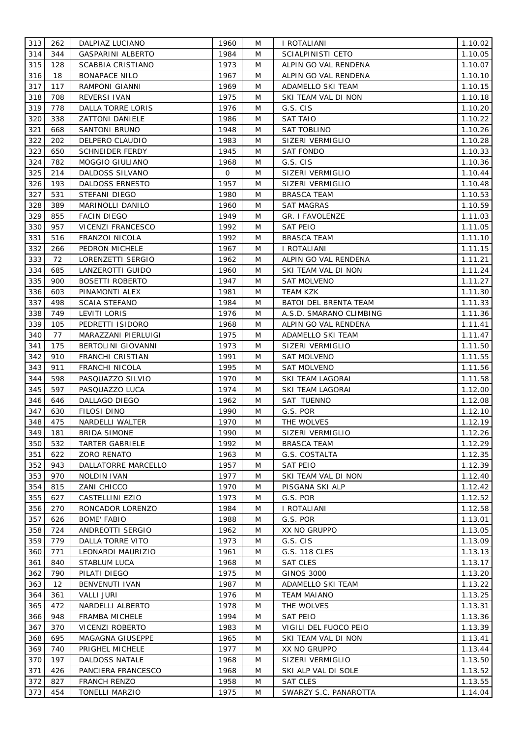| 313 | 262 | DALPIAZ LUCIANO | 1960 | M | I ROTALIANI | 1.10.02 |
|---|---|---|---|---|---|---|
| 314 | 344 | GASPARINI ALBERTO | 1984 | M | SCIALPINISTI CETO | 1.10.05 |
| 315 | 128 | SCABBIA CRISTIANO | 1973 | M | ALPIN GO VAL RENDENA | 1.10.07 |
| 316 | 18 | BONAPACE NILO | 1967 | M | ALPIN GO VAL RENDENA | 1.10.10 |
| 317 | 117 | RAMPONI GIANNI | 1969 | M | ADAMELLO SKI TEAM | 1.10.15 |
| 318 | 708 | REVERSI IVAN | 1975 | M | SKI TEAM VAL DI NON | 1.10.18 |
| 319 | 778 | DALLA TORRE LORIS | 1976 | M | G.S. CIS | 1.10.20 |
| 320 | 338 | ZATTONI DANIELE | 1986 | M | SAT TAIO | 1.10.22 |
| 321 | 668 | SANTONI BRUNO | 1948 | M | SAT TOBLINO | 1.10.26 |
| 322 | 202 | DELPERO CLAUDIO | 1983 | M | SIZERI VERMIGLIO | 1.10.28 |
| 323 | 650 | SCHNEIDER FERDY | 1945 | M | SAT FONDO | 1.10.33 |
| 324 | 782 | MOGGIO GIULIANO | 1968 | M | G.S. CIS | 1.10.36 |
| 325 | 214 | DALDOSS SILVANO | 0 | M | SIZERI VERMIGLIO | 1.10.44 |
| 326 | 193 | DALDOSS ERNESTO | 1957 | M | SIZERI VERMIGLIO | 1.10.48 |
| 327 | 531 | STEFANI DIEGO | 1980 | M | BRASCA TEAM | 1.10.53 |
| 328 | 389 | MARINOLLI DANILO | 1960 | M | SAT MAGRAS | 1.10.59 |
| 329 | 855 | FACIN DIEGO | 1949 | M | GR. I FAVOLENZE | 1.11.03 |
| 330 | 957 | VICENZI FRANCESCO | 1992 | M | SAT PEIO | 1.11.05 |
| 331 | 516 | FRANZOI NICOLA | 1992 | M | BRASCA TEAM | 1.11.10 |
| 332 | 266 | PEDRON MICHELE | 1967 | M | I ROTALIANI | 1.11.15 |
| 333 | 72 | LORENZETTI SERGIO | 1962 | M | ALPIN GO VAL RENDENA | 1.11.21 |
| 334 | 685 | LANZEROTTI GUIDO | 1960 | M | SKI TEAM VAL DI NON | 1.11.24 |
| 335 | 900 | BOSETTI ROBERTO | 1947 | M | SAT MOLVENO | 1.11.27 |
| 336 | 603 | PINAMONTI ALEX | 1981 | M | TEAM KZK | 1.11.30 |
| 337 | 498 | SCAIA STEFANO | 1984 | M | BATOI DEL BRENTA TEAM | 1.11.33 |
| 338 | 749 | LEVITI LORIS | 1976 | M | A.S.D. SMARANO CLIMBING | 1.11.36 |
| 339 | 105 | PEDRETTI ISIDORO | 1968 | M | ALPIN GO VAL RENDENA | 1.11.41 |
| 340 | 77 | MARAZZANI PIERLUIGI | 1975 | M | ADAMELLO SKI TEAM | 1.11.47 |
| 341 | 175 | BERTOLINI GIOVANNI | 1973 | M | SIZERI VERMIGLIO | 1.11.50 |
| 342 | 910 | FRANCHI CRISTIAN | 1991 | M | SAT MOLVENO | 1.11.55 |
| 343 | 911 | FRANCHI NICOLA | 1995 | M | SAT MOLVENO | 1.11.56 |
| 344 | 598 | PASQUAZZO SILVIO | 1970 | M | SKI TEAM LAGORAI | 1.11.58 |
| 345 | 597 | PASQUAZZO LUCA | 1974 | M | SKI TEAM LAGORAI | 1.12.00 |
| 346 | 646 | DALLAGO DIEGO | 1962 | M | SAT TUENNO | 1.12.08 |
| 347 | 630 | FILOSI DINO | 1990 | M | G.S. POR | 1.12.10 |
| 348 | 475 | NARDELLI WALTER | 1970 | M | THE WOLVES | 1.12.19 |
| 349 | 181 | BRIDA SIMONE | 1990 | M | SIZERI VERMIGLIO | 1.12.26 |
| 350 | 532 | TARTER GABRIELE | 1992 | M | BRASCA TEAM | 1.12.29 |
| 351 | 622 | ZORO RENATO | 1963 | M | G.S. COSTALTA | 1.12.35 |
| 352 | 943 | DALLATORRE MARCELLO | 1957 | M | SAT PEIO | 1.12.39 |
| 353 | 970 | NOLDIN IVAN | 1977 | M | SKI TEAM VAL DI NON | 1.12.40 |
| 354 | 815 | ZANI CHICCO | 1970 | M | PISGANA SKI ALP | 1.12.42 |
| 355 | 627 | CASTELLINI EZIO | 1973 | M | G.S. POR | 1.12.52 |
| 356 | 270 | RONCADOR LORENZO | 1984 | M | I ROTALIANI | 1.12.58 |
| 357 | 626 | BOME' FABIO | 1988 | M | G.S. POR | 1.13.01 |
| 358 | 724 | ANDREOTTI SERGIO | 1962 | M | XX NO GRUPPO | 1.13.05 |
| 359 | 779 | DALLA TORRE VITO | 1973 | M | G.S. CIS | 1.13.09 |
| 360 | 771 | LEONARDI MAURIZIO | 1961 | M | G.S. 118 CLES | 1.13.13 |
| 361 | 840 | STABLUM LUCA | 1968 | M | SAT CLES | 1.13.17 |
| 362 | 790 | PILATI DIEGO | 1975 | M | GINOS 3000 | 1.13.20 |
| 363 | 12 | BENVENUTI IVAN | 1987 | M | ADAMELLO SKI TEAM | 1.13.22 |
| 364 | 361 | VALLI JURI | 1976 | M | TEAM MAIANO | 1.13.25 |
| 365 | 472 | NARDELLI ALBERTO | 1978 | M | THE WOLVES | 1.13.31 |
| 366 | 948 | FRAMBA MICHELE | 1994 | M | SAT PEIO | 1.13.36 |
| 367 | 370 | VICENZI ROBERTO | 1983 | M | VIGILI DEL FUOCO PEIO | 1.13.39 |
| 368 | 695 | MAGAGNA GIUSEPPE | 1965 | M | SKI TEAM VAL DI NON | 1.13.41 |
| 369 | 740 | PRIGHEL MICHELE | 1977 | M | XX NO GRUPPO | 1.13.44 |
| 370 | 197 | DALDOSS NATALE | 1968 | M | SIZERI VERMIGLIO | 1.13.50 |
| 371 | 426 | PANCIERA FRANCESCO | 1968 | M | SKI ALP VAL DI SOLE | 1.13.52 |
| 372 | 827 | FRANCH RENZO | 1958 | M | SAT CLES | 1.13.55 |
| 373 | 454 | TONELLI MARZIO | 1975 | M | SWARZY S.C. PANAROTTA | 1.14.04 |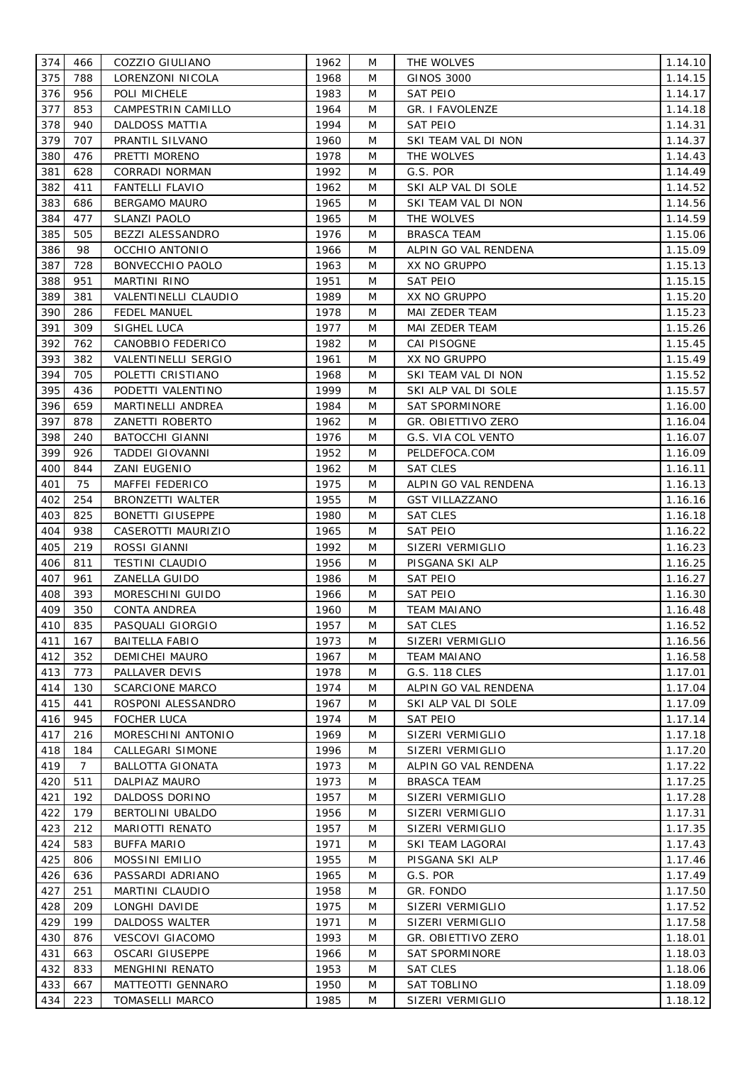| 374 | 466 | COZZIO GIULIANO | 1962 | M | THE WOLVES | 1.14.10 |
|---|---|---|---|---|---|---|
| 375 | 788 | LORENZONI NICOLA | 1968 | M | GINOS 3000 | 1.14.15 |
| 376 | 956 | POLI MICHELE | 1983 | M | SAT PEIO | 1.14.17 |
| 377 | 853 | CAMPESTRIN CAMILLO | 1964 | M | GR. I FAVOLENZE | 1.14.18 |
| 378 | 940 | DALDOSS MATTIA | 1994 | M | SAT PEIO | 1.14.31 |
| 379 | 707 | PRANTIL SILVANO | 1960 | M | SKI TEAM VAL DI NON | 1.14.37 |
| 380 | 476 | PRETTI MORENO | 1978 | M | THE WOLVES | 1.14.43 |
| 381 | 628 | CORRADI NORMAN | 1992 | M | G.S. POR | 1.14.49 |
| 382 | 411 | FANTELLI FLAVIO | 1962 | M | SKI ALP VAL DI SOLE | 1.14.52 |
| 383 | 686 | BERGAMO MAURO | 1965 | M | SKI TEAM VAL DI NON | 1.14.56 |
| 384 | 477 | SLANZI PAOLO | 1965 | M | THE WOLVES | 1.14.59 |
| 385 | 505 | BEZZI ALESSANDRO | 1976 | M | BRASCA TEAM | 1.15.06 |
| 386 | 98 | OCCHIO ANTONIO | 1966 | M | ALPIN GO VAL RENDENA | 1.15.09 |
| 387 | 728 | BONVECCHIO PAOLO | 1963 | M | XX NO GRUPPO | 1.15.13 |
| 388 | 951 | MARTINI RINO | 1951 | M | SAT PEIO | 1.15.15 |
| 389 | 381 | VALENTINELLI CLAUDIO | 1989 | M | XX NO GRUPPO | 1.15.20 |
| 390 | 286 | FEDEL MANUEL | 1978 | M | MAI ZEDER TEAM | 1.15.23 |
| 391 | 309 | SIGHEL LUCA | 1977 | M | MAI ZEDER TEAM | 1.15.26 |
| 392 | 762 | CANOBBIO FEDERICO | 1982 | M | CAI PISOGNE | 1.15.45 |
| 393 | 382 | VALENTINELLI SERGIO | 1961 | M | XX NO GRUPPO | 1.15.49 |
| 394 | 705 | POLETTI CRISTIANO | 1968 | M | SKI TEAM VAL DI NON | 1.15.52 |
| 395 | 436 | PODETTI VALENTINO | 1999 | M | SKI ALP VAL DI SOLE | 1.15.57 |
| 396 | 659 | MARTINELLI ANDREA | 1984 | M | SAT SPORMINORE | 1.16.00 |
| 397 | 878 | ZANETTI ROBERTO | 1962 | M | GR. OBIETTIVO ZERO | 1.16.04 |
| 398 | 240 | BATOCCHI GIANNI | 1976 | M | G.S. VIA COL VENTO | 1.16.07 |
| 399 | 926 | TADDEI GIOVANNI | 1952 | M | PELDEFOCA.COM | 1.16.09 |
| 400 | 844 | ZANI EUGENIO | 1962 | M | SAT CLES | 1.16.11 |
| 401 | 75 | MAFFEI FEDERICO | 1975 | M | ALPIN GO VAL RENDENA | 1.16.13 |
| 402 | 254 | BRONZETTI WALTER | 1955 | M | GST VILLAZZANO | 1.16.16 |
| 403 | 825 | BONETTI GIUSEPPE | 1980 | M | SAT CLES | 1.16.18 |
| 404 | 938 | CASEROTTI MAURIZIO | 1965 | M | SAT PEIO | 1.16.22 |
| 405 | 219 | ROSSI GIANNI | 1992 | M | SIZERI VERMIGLIO | 1.16.23 |
| 406 | 811 | TESTINI CLAUDIO | 1956 | M | PISGANA SKI ALP | 1.16.25 |
| 407 | 961 | ZANELLA GUIDO | 1986 | M | SAT PEIO | 1.16.27 |
| 408 | 393 | MORESCHINI GUIDO | 1966 | M | SAT PEIO | 1.16.30 |
| 409 | 350 | CONTA ANDREA | 1960 | M | TEAM MAIANO | 1.16.48 |
| 410 | 835 | PASQUALI GIORGIO | 1957 | M | SAT CLES | 1.16.52 |
| 411 | 167 | BAITELLA FABIO | 1973 | M | SIZERI VERMIGLIO | 1.16.56 |
| 412 | 352 | DEMICHEI MAURO | 1967 | M | TEAM MAIANO | 1.16.58 |
| 413 | 773 | PALLAVER DEVIS | 1978 | M | G.S. 118 CLES | 1.17.01 |
| 414 | 130 | SCARCIONE MARCO | 1974 | M | ALPIN GO VAL RENDENA | 1.17.04 |
| 415 | 441 | ROSPONI ALESSANDRO | 1967 | M | SKI ALP VAL DI SOLE | 1.17.09 |
| 416 | 945 | FOCHER LUCA | 1974 | M | SAT PEIO | 1.17.14 |
| 417 | 216 | MORESCHINI ANTONIO | 1969 | M | SIZERI VERMIGLIO | 1.17.18 |
| 418 | 184 | CALLEGARI SIMONE | 1996 | M | SIZERI VERMIGLIO | 1.17.20 |
| 419 | 7 | BALLOTTA GIONATA | 1973 | M | ALPIN GO VAL RENDENA | 1.17.22 |
| 420 | 511 | DALPIAZ MAURO | 1973 | M | BRASCA TEAM | 1.17.25 |
| 421 | 192 | DALDOSS DORINO | 1957 | M | SIZERI VERMIGLIO | 1.17.28 |
| 422 | 179 | BERTOLINI UBALDO | 1956 | M | SIZERI VERMIGLIO | 1.17.31 |
| 423 | 212 | MARIOTTI RENATO | 1957 | M | SIZERI VERMIGLIO | 1.17.35 |
| 424 | 583 | BUFFA MARIO | 1971 | M | SKI TEAM LAGORAI | 1.17.43 |
| 425 | 806 | MOSSINI EMILIO | 1955 | M | PISGANA SKI ALP | 1.17.46 |
| 426 | 636 | PASSARDI ADRIANO | 1965 | M | G.S. POR | 1.17.49 |
| 427 | 251 | MARTINI CLAUDIO | 1958 | M | GR. FONDO | 1.17.50 |
| 428 | 209 | LONGHI DAVIDE | 1975 | M | SIZERI VERMIGLIO | 1.17.52 |
| 429 | 199 | DALDOSS WALTER | 1971 | M | SIZERI VERMIGLIO | 1.17.58 |
| 430 | 876 | VESCOVI GIACOMO | 1993 | M | GR. OBIETTIVO ZERO | 1.18.01 |
| 431 | 663 | OSCARI GIUSEPPE | 1966 | M | SAT SPORMINORE | 1.18.03 |
| 432 | 833 | MENGHINI RENATO | 1953 | M | SAT CLES | 1.18.06 |
| 433 | 667 | MATTEOTTI GENNARO | 1950 | M | SAT TOBLINO | 1.18.09 |
| 434 | 223 | TOMASELLI MARCO | 1985 | M | SIZERI VERMIGLIO | 1.18.12 |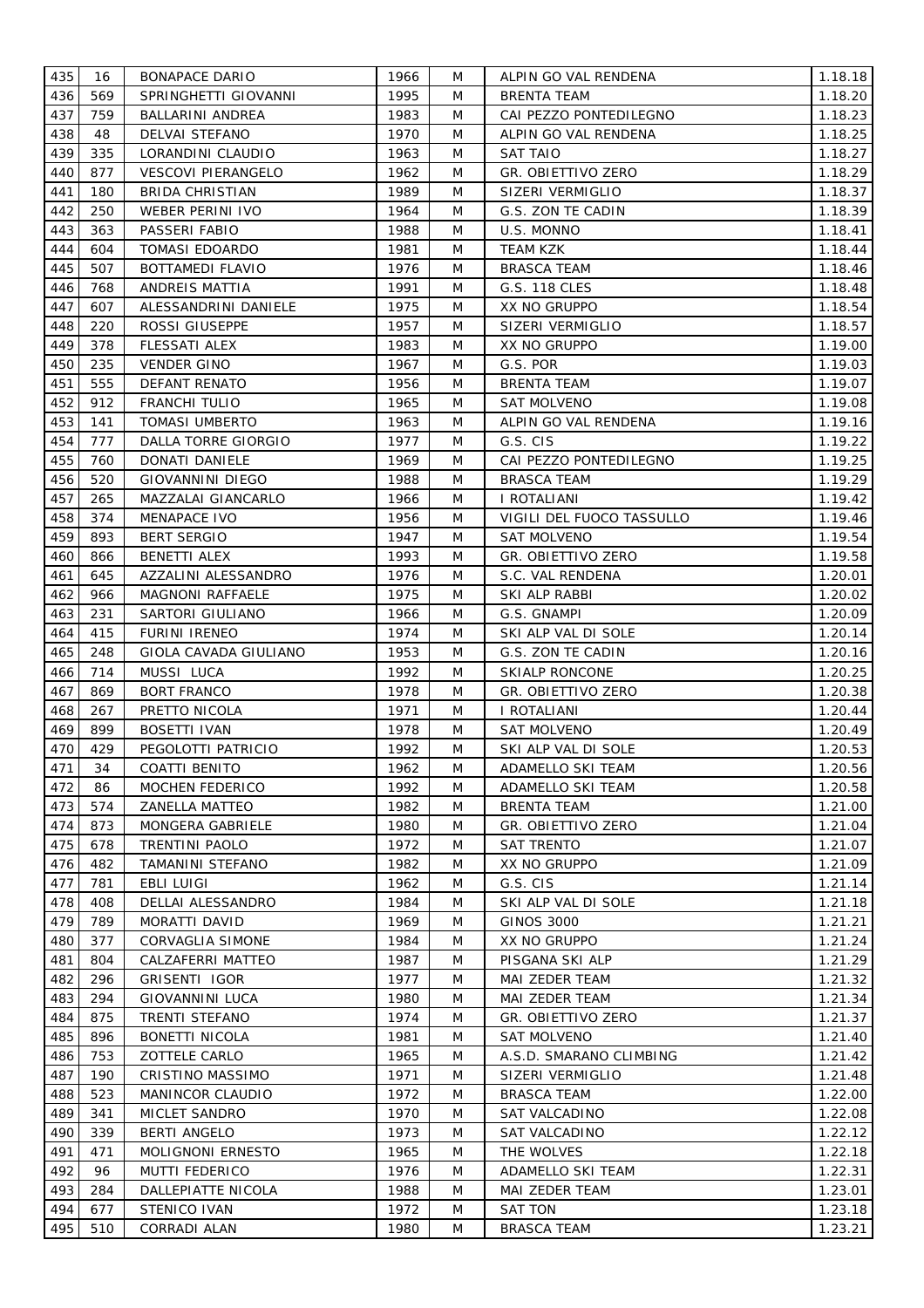| 435 | 16 | BONAPACE DARIO | 1966 | M | ALPIN GO VAL RENDENA | 1.18.18 |
|---|---|---|---|---|---|---|
| 436 | 569 | SPRINGHETTI GIOVANNI | 1995 | M | BRENTA TEAM | 1.18.20 |
| 437 | 759 | BALLARINI ANDREA | 1983 | M | CAI PEZZO PONTEDILEGNO | 1.18.23 |
| 438 | 48 | DELVAI STEFANO | 1970 | M | ALPIN GO VAL RENDENA | 1.18.25 |
| 439 | 335 | LORANDINI CLAUDIO | 1963 | M | SAT TAIO | 1.18.27 |
| 440 | 877 | VESCOVI PIERANGELO | 1962 | M | GR. OBIETTIVO ZERO | 1.18.29 |
| 441 | 180 | BRIDA CHRISTIAN | 1989 | M | SIZERI VERMIGLIO | 1.18.37 |
| 442 | 250 | WEBER PERINI IVO | 1964 | M | G.S. ZON TE CADIN | 1.18.39 |
| 443 | 363 | PASSERI FABIO | 1988 | M | U.S. MONNO | 1.18.41 |
| 444 | 604 | TOMASI EDOARDO | 1981 | M | TEAM KZK | 1.18.44 |
| 445 | 507 | BOTTAMEDI FLAVIO | 1976 | M | BRASCA TEAM | 1.18.46 |
| 446 | 768 | ANDREIS MATTIA | 1991 | M | G.S. 118 CLES | 1.18.48 |
| 447 | 607 | ALESSANDRINI DANIELE | 1975 | M | XX NO GRUPPO | 1.18.54 |
| 448 | 220 | ROSSI GIUSEPPE | 1957 | M | SIZERI VERMIGLIO | 1.18.57 |
| 449 | 378 | FLESSATI ALEX | 1983 | M | XX NO GRUPPO | 1.19.00 |
| 450 | 235 | VENDER GINO | 1967 | M | G.S. POR | 1.19.03 |
| 451 | 555 | DEFANT RENATO | 1956 | M | BRENTA TEAM | 1.19.07 |
| 452 | 912 | FRANCHI TULIO | 1965 | M | SAT MOLVENO | 1.19.08 |
| 453 | 141 | TOMASI UMBERTO | 1963 | M | ALPIN GO VAL RENDENA | 1.19.16 |
| 454 | 777 | DALLA TORRE GIORGIO | 1977 | M | G.S. CIS | 1.19.22 |
| 455 | 760 | DONATI DANIELE | 1969 | M | CAI PEZZO PONTEDILEGNO | 1.19.25 |
| 456 | 520 | GIOVANNINI DIEGO | 1988 | M | BRASCA TEAM | 1.19.29 |
| 457 | 265 | MAZZALAI GIANCARLO | 1966 | M | I ROTALIANI | 1.19.42 |
| 458 | 374 | MENAPACE IVO | 1956 | M | VIGILI DEL FUOCO TASSULLO | 1.19.46 |
| 459 | 893 | BERT SERGIO | 1947 | M | SAT MOLVENO | 1.19.54 |
| 460 | 866 | BENETTI ALEX | 1993 | M | GR. OBIETTIVO ZERO | 1.19.58 |
| 461 | 645 | AZZALINI ALESSANDRO | 1976 | M | S.C. VAL RENDENA | 1.20.01 |
| 462 | 966 | MAGNONI RAFFAELE | 1975 | M | SKI ALP RABBI | 1.20.02 |
| 463 | 231 | SARTORI GIULIANO | 1966 | M | G.S. GNAMPI | 1.20.09 |
| 464 | 415 | FURINI IRENEO | 1974 | M | SKI ALP VAL DI SOLE | 1.20.14 |
| 465 | 248 | GIOLA CAVADA GIULIANO | 1953 | M | G.S. ZON TE CADIN | 1.20.16 |
| 466 | 714 | MUSSI LUCA | 1992 | M | SKIALP RONCONE | 1.20.25 |
| 467 | 869 | BORT FRANCO | 1978 | M | GR. OBIETTIVO ZERO | 1.20.38 |
| 468 | 267 | PRETTO NICOLA | 1971 | M | I ROTALIANI | 1.20.44 |
| 469 | 899 | BOSETTI IVAN | 1978 | M | SAT MOLVENO | 1.20.49 |
| 470 | 429 | PEGOLOTTI PATRICIO | 1992 | M | SKI ALP VAL DI SOLE | 1.20.53 |
| 471 | 34 | COATTI BENITO | 1962 | M | ADAMELLO SKI TEAM | 1.20.56 |
| 472 | 86 | MOCHEN FEDERICO | 1992 | M | ADAMELLO SKI TEAM | 1.20.58 |
| 473 | 574 | ZANELLA MATTEO | 1982 | M | BRENTA TEAM | 1.21.00 |
| 474 | 873 | MONGERA GABRIELE | 1980 | M | GR. OBIETTIVO ZERO | 1.21.04 |
| 475 | 678 | TRENTINI PAOLO | 1972 | M | SAT TRENTO | 1.21.07 |
| 476 | 482 | TAMANINI STEFANO | 1982 | M | XX NO GRUPPO | 1.21.09 |
| 477 | 781 | EBLI LUIGI | 1962 | M | G.S. CIS | 1.21.14 |
| 478 | 408 | DELLAI ALESSANDRO | 1984 | M | SKI ALP VAL DI SOLE | 1.21.18 |
| 479 | 789 | MORATTI DAVID | 1969 | M | GINOS 3000 | 1.21.21 |
| 480 | 377 | CORVAGLIA SIMONE | 1984 | M | XX NO GRUPPO | 1.21.24 |
| 481 | 804 | CALZAFERRI MATTEO | 1987 | M | PISGANA SKI ALP | 1.21.29 |
| 482 | 296 | GRISENTI IGOR | 1977 | M | MAI ZEDER TEAM | 1.21.32 |
| 483 | 294 | GIOVANNINI LUCA | 1980 | M | MAI ZEDER TEAM | 1.21.34 |
| 484 | 875 | TRENTI STEFANO | 1974 | M | GR. OBIETTIVO ZERO | 1.21.37 |
| 485 | 896 | BONETTI NICOLA | 1981 | M | SAT MOLVENO | 1.21.40 |
| 486 | 753 | ZOTTELE CARLO | 1965 | M | A.S.D. SMARANO CLIMBING | 1.21.42 |
| 487 | 190 | CRISTINO MASSIMO | 1971 | M | SIZERI VERMIGLIO | 1.21.48 |
| 488 | 523 | MANINCOR CLAUDIO | 1972 | M | BRASCA TEAM | 1.22.00 |
| 489 | 341 | MICLET SANDRO | 1970 | M | SAT VALCADINO | 1.22.08 |
| 490 | 339 | BERTI ANGELO | 1973 | M | SAT VALCADINO | 1.22.12 |
| 491 | 471 | MOLIGNONI ERNESTO | 1965 | M | THE WOLVES | 1.22.18 |
| 492 | 96 | MUTTI FEDERICO | 1976 | M | ADAMELLO SKI TEAM | 1.22.31 |
| 493 | 284 | DALLEPIATTE NICOLA | 1988 | M | MAI ZEDER TEAM | 1.23.01 |
| 494 | 677 | STENICO IVAN | 1972 | M | SAT TON | 1.23.18 |
| 495 | 510 | CORRADI ALAN | 1980 | M | BRASCA TEAM | 1.23.21 |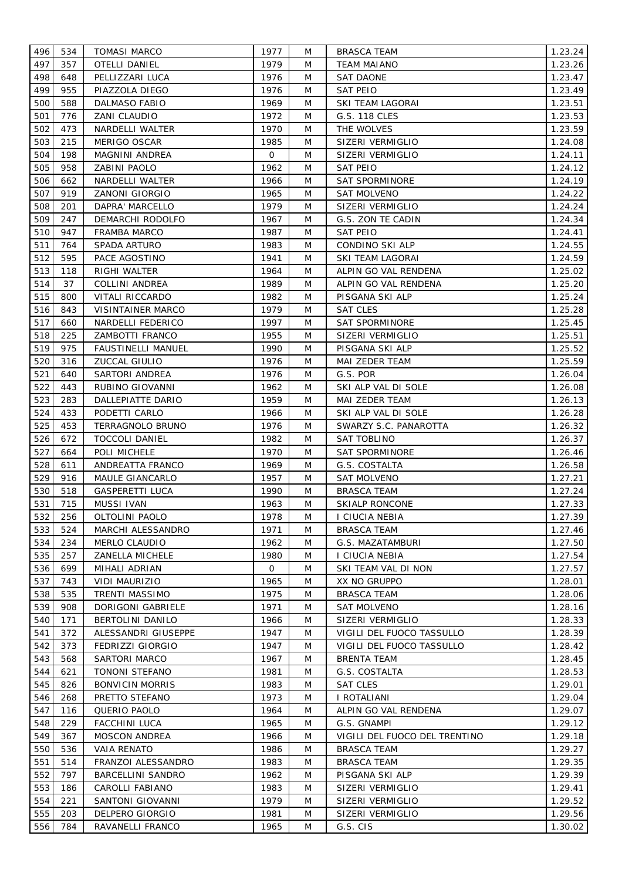| 496 | 534 | TOMASI MARCO | 1977 | M | BRASCA TEAM | 1.23.24 |
|---|---|---|---|---|---|---|
| 497 | 357 | OTELLI DANIEL | 1979 | M | TEAM MAIANO | 1.23.26 |
| 498 | 648 | PELLIZZARI LUCA | 1976 | M | SAT DAONE | 1.23.47 |
| 499 | 955 | PIAZZOLA DIEGO | 1976 | M | SAT PEIO | 1.23.49 |
| 500 | 588 | DALMASO FABIO | 1969 | M | SKI TEAM LAGORAI | 1.23.51 |
| 501 | 776 | ZANI CLAUDIO | 1972 | M | G.S. 118 CLES | 1.23.53 |
| 502 | 473 | NARDELLI WALTER | 1970 | M | THE WOLVES | 1.23.59 |
| 503 | 215 | MERIGO OSCAR | 1985 | M | SIZERI VERMIGLIO | 1.24.08 |
| 504 | 198 | MAGNINI ANDREA | 0 | M | SIZERI VERMIGLIO | 1.24.11 |
| 505 | 958 | ZABINI PAOLO | 1962 | M | SAT PEIO | 1.24.12 |
| 506 | 662 | NARDELLI WALTER | 1966 | M | SAT SPORMINORE | 1.24.19 |
| 507 | 919 | ZANONI GIORGIO | 1965 | M | SAT MOLVENO | 1.24.22 |
| 508 | 201 | DAPRA' MARCELLO | 1979 | M | SIZERI VERMIGLIO | 1.24.24 |
| 509 | 247 | DEMARCHI RODOLFO | 1967 | M | G.S. ZON TE CADIN | 1.24.34 |
| 510 | 947 | FRAMBA MARCO | 1987 | M | SAT PEIO | 1.24.41 |
| 511 | 764 | SPADA ARTURO | 1983 | M | CONDINO SKI ALP | 1.24.55 |
| 512 | 595 | PACE AGOSTINO | 1941 | M | SKI TEAM LAGORAI | 1.24.59 |
| 513 | 118 | RIGHI WALTER | 1964 | M | ALPIN GO VAL RENDENA | 1.25.02 |
| 514 | 37 | COLLINI ANDREA | 1989 | M | ALPIN GO VAL RENDENA | 1.25.20 |
| 515 | 800 | VITALI RICCARDO | 1982 | M | PISGANA SKI ALP | 1.25.24 |
| 516 | 843 | VISINTAINER MARCO | 1979 | M | SAT CLES | 1.25.28 |
| 517 | 660 | NARDELLI FEDERICO | 1997 | M | SAT SPORMINORE | 1.25.45 |
| 518 | 225 | ZAMBOTTI FRANCO | 1955 | M | SIZERI VERMIGLIO | 1.25.51 |
| 519 | 975 | FAUSTINELLI MANUEL | 1990 | M | PISGANA SKI ALP | 1.25.52 |
| 520 | 316 | ZUCCAL GIULIO | 1976 | M | MAI ZEDER TEAM | 1.25.59 |
| 521 | 640 | SARTORI ANDREA | 1976 | M | G.S. POR | 1.26.04 |
| 522 | 443 | RUBINO GIOVANNI | 1962 | M | SKI ALP VAL DI SOLE | 1.26.08 |
| 523 | 283 | DALLEPIATTE DARIO | 1959 | M | MAI ZEDER TEAM | 1.26.13 |
| 524 | 433 | PODETTI CARLO | 1966 | M | SKI ALP VAL DI SOLE | 1.26.28 |
| 525 | 453 | TERRAGNOLO BRUNO | 1976 | M | SWARZY S.C. PANAROTTA | 1.26.32 |
| 526 | 672 | TOCCOLI DANIEL | 1982 | M | SAT TOBLINO | 1.26.37 |
| 527 | 664 | POLI MICHELE | 1970 | M | SAT SPORMINORE | 1.26.46 |
| 528 | 611 | ANDREATTA FRANCO | 1969 | M | G.S. COSTALTA | 1.26.58 |
| 529 | 916 | MAULE GIANCARLO | 1957 | M | SAT MOLVENO | 1.27.21 |
| 530 | 518 | GASPERETTI LUCA | 1990 | M | BRASCA TEAM | 1.27.24 |
| 531 | 715 | MUSSI IVAN | 1963 | M | SKIALP RONCONE | 1.27.33 |
| 532 | 256 | OLTOLINI PAOLO | 1978 | M | I CIUCIA NEBIA | 1.27.39 |
| 533 | 524 | MARCHI ALESSANDRO | 1971 | M | BRASCA TEAM | 1.27.46 |
| 534 | 234 | MERLO CLAUDIO | 1962 | M | G.S. MAZATAMBURI | 1.27.50 |
| 535 | 257 | ZANELLA MICHELE | 1980 | M | I CIUCIA NEBIA | 1.27.54 |
| 536 | 699 | MIHALI ADRIAN | 0 | M | SKI TEAM VAL DI NON | 1.27.57 |
| 537 | 743 | VIDI MAURIZIO | 1965 | M | XX NO GRUPPO | 1.28.01 |
| 538 | 535 | TRENTI MASSIMO | 1975 | M | BRASCA TEAM | 1.28.06 |
| 539 | 908 | DORIGONI GABRIELE | 1971 | M | SAT MOLVENO | 1.28.16 |
| 540 | 171 | BERTOLINI DANILO | 1966 | M | SIZERI VERMIGLIO | 1.28.33 |
| 541 | 372 | ALESSANDRI GIUSEPPE | 1947 | M | VIGILI DEL FUOCO TASSULLO | 1.28.39 |
| 542 | 373 | FEDRIZZI GIORGIO | 1947 | M | VIGILI DEL FUOCO TASSULLO | 1.28.42 |
| 543 | 568 | SARTORI MARCO | 1967 | M | BRENTA TEAM | 1.28.45 |
| 544 | 621 | TONONI STEFANO | 1981 | M | G.S. COSTALTA | 1.28.53 |
| 545 | 826 | BONVICIN MORRIS | 1983 | M | SAT CLES | 1.29.01 |
| 546 | 268 | PRETTO STEFANO | 1973 | M | I ROTALIANI | 1.29.04 |
| 547 | 116 | QUERIO PAOLO | 1964 | M | ALPIN GO VAL RENDENA | 1.29.07 |
| 548 | 229 | FACCHINI LUCA | 1965 | M | G.S. GNAMPI | 1.29.12 |
| 549 | 367 | MOSCON ANDREA | 1966 | M | VIGILI DEL FUOCO DEL TRENTINO | 1.29.18 |
| 550 | 536 | VAIA RENATO | 1986 | M | BRASCA TEAM | 1.29.27 |
| 551 | 514 | FRANZOI ALESSANDRO | 1983 | M | BRASCA TEAM | 1.29.35 |
| 552 | 797 | BARCELLINI SANDRO | 1962 | M | PISGANA SKI ALP | 1.29.39 |
| 553 | 186 | CAROLLI FABIANO | 1983 | M | SIZERI VERMIGLIO | 1.29.41 |
| 554 | 221 | SANTONI GIOVANNI | 1979 | M | SIZERI VERMIGLIO | 1.29.52 |
| 555 | 203 | DELPERO GIORGIO | 1981 | M | SIZERI VERMIGLIO | 1.29.56 |
| 556 | 784 | RAVANELLI FRANCO | 1965 | M | G.S. CIS | 1.30.02 |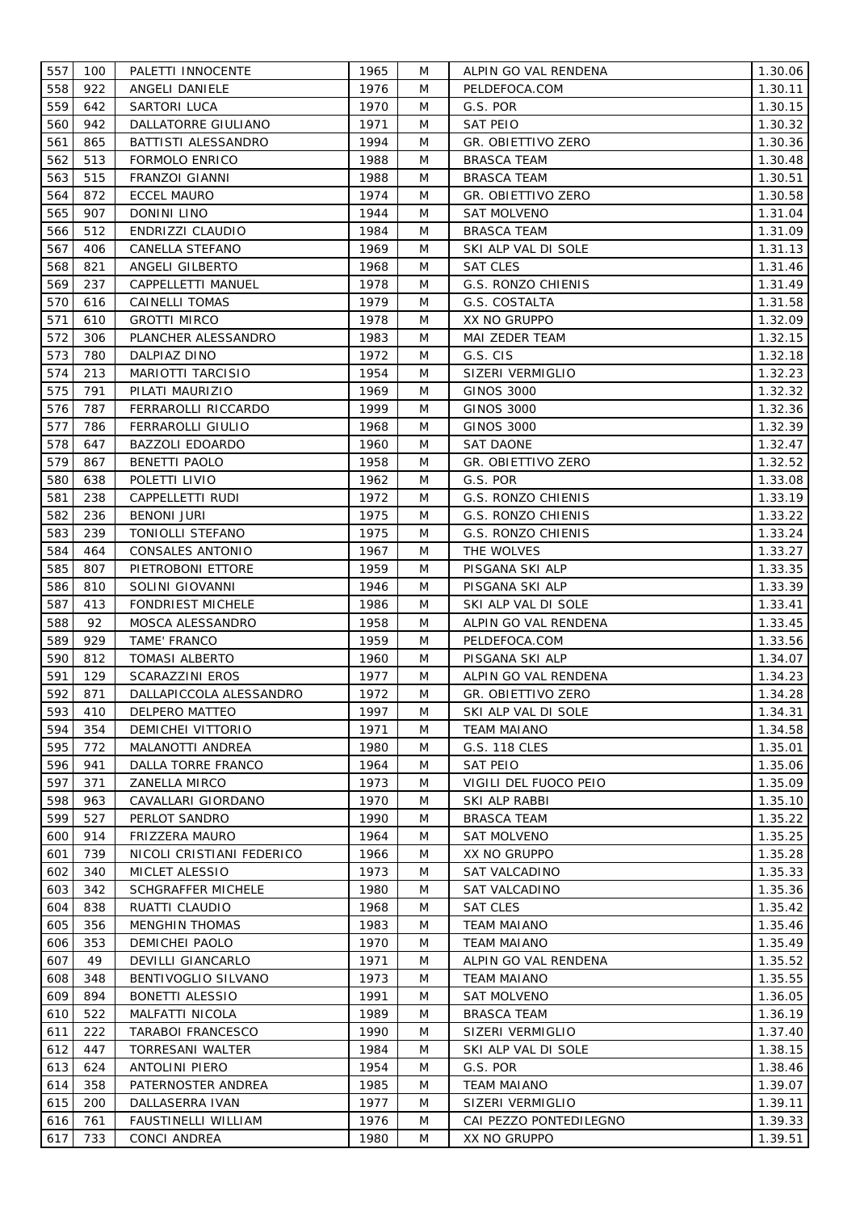| 557 | 100 | PALETTI INNOCENTE | 1965 | M | ALPIN GO VAL RENDENA | 1.30.06 |
|---|---|---|---|---|---|---|
| 558 | 922 | ANGELI DANIELE | 1976 | M | PELDEFOCA.COM | 1.30.11 |
| 559 | 642 | SARTORI LUCA | 1970 | M | G.S. POR | 1.30.15 |
| 560 | 942 | DALLATORRE GIULIANO | 1971 | M | SAT PEIO | 1.30.32 |
| 561 | 865 | BATTISTI ALESSANDRO | 1994 | M | GR. OBIETTIVO ZERO | 1.30.36 |
| 562 | 513 | FORMOLO ENRICO | 1988 | M | BRASCA TEAM | 1.30.48 |
| 563 | 515 | FRANZOI GIANNI | 1988 | M | BRASCA TEAM | 1.30.51 |
| 564 | 872 | ECCEL MAURO | 1974 | M | GR. OBIETTIVO ZERO | 1.30.58 |
| 565 | 907 | DONINI LINO | 1944 | M | SAT MOLVENO | 1.31.04 |
| 566 | 512 | ENDRIZZI CLAUDIO | 1984 | M | BRASCA TEAM | 1.31.09 |
| 567 | 406 | CANELLA STEFANO | 1969 | M | SKI ALP VAL DI SOLE | 1.31.13 |
| 568 | 821 | ANGELI GILBERTO | 1968 | M | SAT CLES | 1.31.46 |
| 569 | 237 | CAPPELLETTI MANUEL | 1978 | M | G.S. RONZO CHIENIS | 1.31.49 |
| 570 | 616 | CAINELLI TOMAS | 1979 | M | G.S. COSTALTA | 1.31.58 |
| 571 | 610 | GROTTI MIRCO | 1978 | M | XX NO GRUPPO | 1.32.09 |
| 572 | 306 | PLANCHER ALESSANDRO | 1983 | M | MAI ZEDER TEAM | 1.32.15 |
| 573 | 780 | DALPIAZ DINO | 1972 | M | G.S. CIS | 1.32.18 |
| 574 | 213 | MARIOTTI TARCISIO | 1954 | M | SIZERI VERMIGLIO | 1.32.23 |
| 575 | 791 | PILATI MAURIZIO | 1969 | M | GINOS 3000 | 1.32.32 |
| 576 | 787 | FERRAROLLI RICCARDO | 1999 | M | GINOS 3000 | 1.32.36 |
| 577 | 786 | FERRAROLLI GIULIO | 1968 | M | GINOS 3000 | 1.32.39 |
| 578 | 647 | BAZZOLI EDOARDO | 1960 | M | SAT DAONE | 1.32.47 |
| 579 | 867 | BENETTI PAOLO | 1958 | M | GR. OBIETTIVO ZERO | 1.32.52 |
| 580 | 638 | POLETTI LIVIO | 1962 | M | G.S. POR | 1.33.08 |
| 581 | 238 | CAPPELLETTI RUDI | 1972 | M | G.S. RONZO CHIENIS | 1.33.19 |
| 582 | 236 | BENONI JURI | 1975 | M | G.S. RONZO CHIENIS | 1.33.22 |
| 583 | 239 | TONIOLLI STEFANO | 1975 | M | G.S. RONZO CHIENIS | 1.33.24 |
| 584 | 464 | CONSALES ANTONIO | 1967 | M | THE WOLVES | 1.33.27 |
| 585 | 807 | PIETROBONI ETTORE | 1959 | M | PISGANA SKI ALP | 1.33.35 |
| 586 | 810 | SOLINI GIOVANNI | 1946 | M | PISGANA SKI ALP | 1.33.39 |
| 587 | 413 | FONDRIEST MICHELE | 1986 | M | SKI ALP VAL DI SOLE | 1.33.41 |
| 588 | 92 | MOSCA ALESSANDRO | 1958 | M | ALPIN GO VAL RENDENA | 1.33.45 |
| 589 | 929 | TAME' FRANCO | 1959 | M | PELDEFOCA.COM | 1.33.56 |
| 590 | 812 | TOMASI ALBERTO | 1960 | M | PISGANA SKI ALP | 1.34.07 |
| 591 | 129 | SCARAZZINI EROS | 1977 | M | ALPIN GO VAL RENDENA | 1.34.23 |
| 592 | 871 | DALLAPICCOLA ALESSANDRO | 1972 | M | GR. OBIETTIVO ZERO | 1.34.28 |
| 593 | 410 | DELPERO MATTEO | 1997 | M | SKI ALP VAL DI SOLE | 1.34.31 |
| 594 | 354 | DEMICHEI VITTORIO | 1971 | M | TEAM MAIANO | 1.34.58 |
| 595 | 772 | MALANOTTI ANDREA | 1980 | M | G.S. 118 CLES | 1.35.01 |
| 596 | 941 | DALLA TORRE FRANCO | 1964 | M | SAT PEIO | 1.35.06 |
| 597 | 371 | ZANELLA MIRCO | 1973 | M | VIGILI DEL FUOCO PEIO | 1.35.09 |
| 598 | 963 | CAVALLARI GIORDANO | 1970 | M | SKI ALP RABBI | 1.35.10 |
| 599 | 527 | PERLOT SANDRO | 1990 | M | BRASCA TEAM | 1.35.22 |
| 600 | 914 | FRIZZERA MAURO | 1964 | M | SAT MOLVENO | 1.35.25 |
| 601 | 739 | NICOLI CRISTIANI FEDERICO | 1966 | M | XX NO GRUPPO | 1.35.28 |
| 602 | 340 | MICLET ALESSIO | 1973 | M | SAT VALCADINO | 1.35.33 |
| 603 | 342 | SCHGRAFFER MICHELE | 1980 | M | SAT VALCADINO | 1.35.36 |
| 604 | 838 | RUATTI CLAUDIO | 1968 | M | SAT CLES | 1.35.42 |
| 605 | 356 | MENGHIN THOMAS | 1983 | M | TEAM MAIANO | 1.35.46 |
| 606 | 353 | DEMICHEI PAOLO | 1970 | M | TEAM MAIANO | 1.35.49 |
| 607 | 49 | DEVILLI GIANCARLO | 1971 | M | ALPIN GO VAL RENDENA | 1.35.52 |
| 608 | 348 | BENTIVOGLIO SILVANO | 1973 | M | TEAM MAIANO | 1.35.55 |
| 609 | 894 | BONETTI ALESSIO | 1991 | M | SAT MOLVENO | 1.36.05 |
| 610 | 522 | MALFATTI NICOLA | 1989 | M | BRASCA TEAM | 1.36.19 |
| 611 | 222 | TARABOI FRANCESCO | 1990 | M | SIZERI VERMIGLIO | 1.37.40 |
| 612 | 447 | TORRESANI WALTER | 1984 | M | SKI ALP VAL DI SOLE | 1.38.15 |
| 613 | 624 | ANTOLINI PIERO | 1954 | M | G.S. POR | 1.38.46 |
| 614 | 358 | PATERNOSTER ANDREA | 1985 | M | TEAM MAIANO | 1.39.07 |
| 615 | 200 | DALLASERRA IVAN | 1977 | M | SIZERI VERMIGLIO | 1.39.11 |
| 616 | 761 | FAUSTINELLI WILLIAM | 1976 | M | CAI PEZZO PONTEDILEGNO | 1.39.33 |
| 617 | 733 | CONCI ANDREA | 1980 | M | XX NO GRUPPO | 1.39.51 |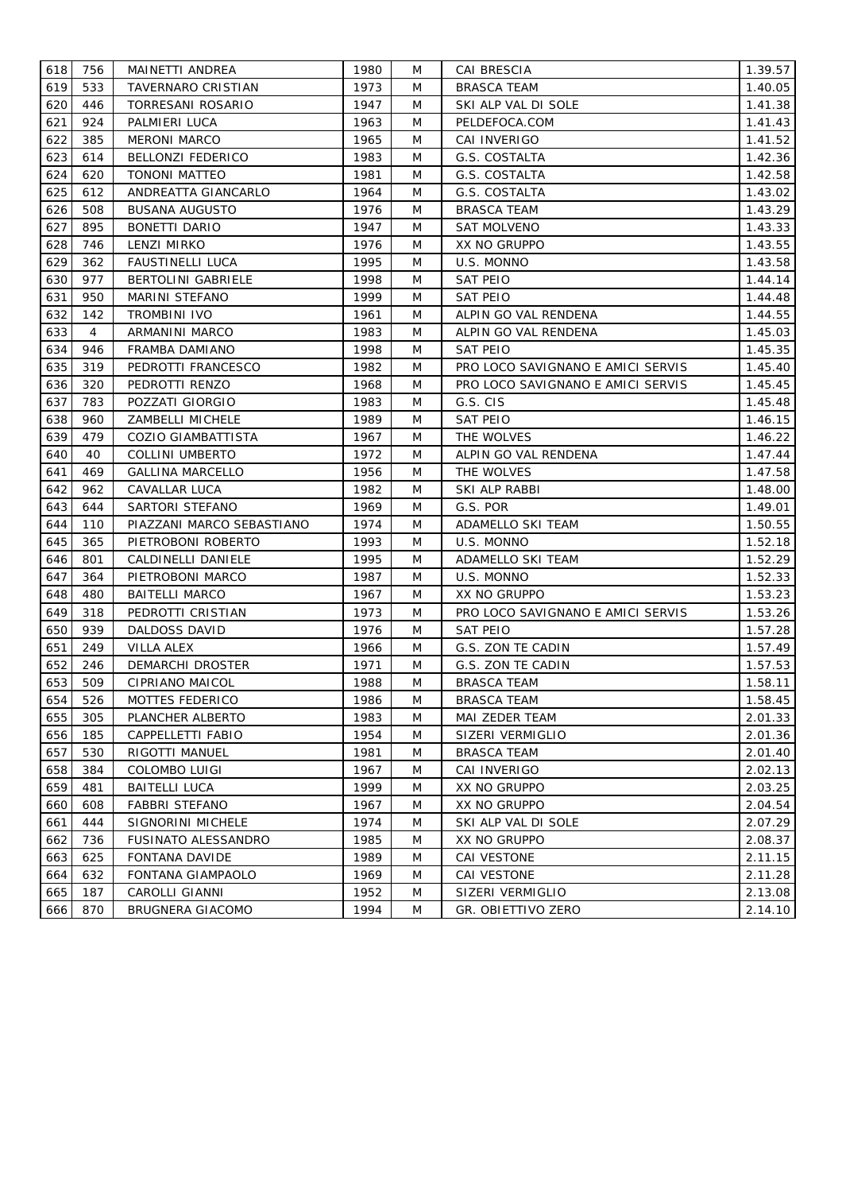| | | | | | | |
|---|---|---|---|---|---|---|
| 618 | 756 | MAINETTI ANDREA | 1980 | M | CAI BRESCIA | 1.39.57 |
| 619 | 533 | TAVERNARO CRISTIAN | 1973 | M | BRASCA TEAM | 1.40.05 |
| 620 | 446 | TORRESANI ROSARIO | 1947 | M | SKI ALP VAL DI SOLE | 1.41.38 |
| 621 | 924 | PALMIERI LUCA | 1963 | M | PELDEFOCA.COM | 1.41.43 |
| 622 | 385 | MERONI MARCO | 1965 | M | CAI INVERIGO | 1.41.52 |
| 623 | 614 | BELLONZI FEDERICO | 1983 | M | G.S. COSTALTA | 1.42.36 |
| 624 | 620 | TONONI MATTEO | 1981 | M | G.S. COSTALTA | 1.42.58 |
| 625 | 612 | ANDREATTA GIANCARLO | 1964 | M | G.S. COSTALTA | 1.43.02 |
| 626 | 508 | BUSANA AUGUSTO | 1976 | M | BRASCA TEAM | 1.43.29 |
| 627 | 895 | BONETTI DARIO | 1947 | M | SAT MOLVENO | 1.43.33 |
| 628 | 746 | LENZI MIRKO | 1976 | M | XX NO GRUPPO | 1.43.55 |
| 629 | 362 | FAUSTINELLI LUCA | 1995 | M | U.S. MONNO | 1.43.58 |
| 630 | 977 | BERTOLINI GABRIELE | 1998 | M | SAT PEIO | 1.44.14 |
| 631 | 950 | MARINI STEFANO | 1999 | M | SAT PEIO | 1.44.48 |
| 632 | 142 | TROMBINI IVO | 1961 | M | ALPIN GO VAL RENDENA | 1.44.55 |
| 633 | 4 | ARMANINI MARCO | 1983 | M | ALPIN GO VAL RENDENA | 1.45.03 |
| 634 | 946 | FRAMBA DAMIANO | 1998 | M | SAT PEIO | 1.45.35 |
| 635 | 319 | PEDROTTI FRANCESCO | 1982 | M | PRO LOCO SAVIGNANO E AMICI SERVIS | 1.45.40 |
| 636 | 320 | PEDROTTI RENZO | 1968 | M | PRO LOCO SAVIGNANO E AMICI SERVIS | 1.45.45 |
| 637 | 783 | POZZATI GIORGIO | 1983 | M | G.S. CIS | 1.45.48 |
| 638 | 960 | ZAMBELLI MICHELE | 1989 | M | SAT PEIO | 1.46.15 |
| 639 | 479 | COZIO GIAMBATTISTA | 1967 | M | THE WOLVES | 1.46.22 |
| 640 | 40 | COLLINI UMBERTO | 1972 | M | ALPIN GO VAL RENDENA | 1.47.44 |
| 641 | 469 | GALLINA MARCELLO | 1956 | M | THE WOLVES | 1.47.58 |
| 642 | 962 | CAVALLAR LUCA | 1982 | M | SKI ALP RABBI | 1.48.00 |
| 643 | 644 | SARTORI STEFANO | 1969 | M | G.S. POR | 1.49.01 |
| 644 | 110 | PIAZZANI MARCO SEBASTIANO | 1974 | M | ADAMELLO SKI TEAM | 1.50.55 |
| 645 | 365 | PIETROBONI ROBERTO | 1993 | M | U.S. MONNO | 1.52.18 |
| 646 | 801 | CALDINELLI DANIELE | 1995 | M | ADAMELLO SKI TEAM | 1.52.29 |
| 647 | 364 | PIETROBONI MARCO | 1987 | M | U.S. MONNO | 1.52.33 |
| 648 | 480 | BAITELLI MARCO | 1967 | M | XX NO GRUPPO | 1.53.23 |
| 649 | 318 | PEDROTTI CRISTIAN | 1973 | M | PRO LOCO SAVIGNANO E AMICI SERVIS | 1.53.26 |
| 650 | 939 | DALDOSS DAVID | 1976 | M | SAT PEIO | 1.57.28 |
| 651 | 249 | VILLA ALEX | 1966 | M | G.S. ZON TE CADIN | 1.57.49 |
| 652 | 246 | DEMARCHI DROSTER | 1971 | M | G.S. ZON TE CADIN | 1.57.53 |
| 653 | 509 | CIPRIANO MAICOL | 1988 | M | BRASCA TEAM | 1.58.11 |
| 654 | 526 | MOTTES FEDERICO | 1986 | M | BRASCA TEAM | 1.58.45 |
| 655 | 305 | PLANCHER ALBERTO | 1983 | M | MAI ZEDER TEAM | 2.01.33 |
| 656 | 185 | CAPPELLETTI FABIO | 1954 | M | SIZERI VERMIGLIO | 2.01.36 |
| 657 | 530 | RIGOTTI MANUEL | 1981 | M | BRASCA TEAM | 2.01.40 |
| 658 | 384 | COLOMBO LUIGI | 1967 | M | CAI INVERIGO | 2.02.13 |
| 659 | 481 | BAITELLI LUCA | 1999 | M | XX NO GRUPPO | 2.03.25 |
| 660 | 608 | FABBRI STEFANO | 1967 | M | XX NO GRUPPO | 2.04.54 |
| 661 | 444 | SIGNORINI MICHELE | 1974 | M | SKI ALP VAL DI SOLE | 2.07.29 |
| 662 | 736 | FUSINATO ALESSANDRO | 1985 | M | XX NO GRUPPO | 2.08.37 |
| 663 | 625 | FONTANA DAVIDE | 1989 | M | CAI VESTONE | 2.11.15 |
| 664 | 632 | FONTANA GIAMPAOLO | 1969 | M | CAI VESTONE | 2.11.28 |
| 665 | 187 | CAROLLI GIANNI | 1952 | M | SIZERI VERMIGLIO | 2.13.08 |
| 666 | 870 | BRUGNERA GIACOMO | 1994 | M | GR. OBIETTIVO ZERO | 2.14.10 |